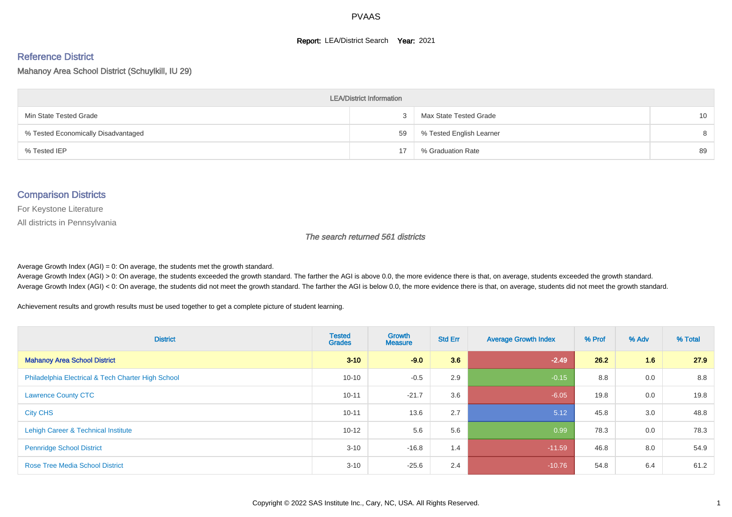# PVAAS

**Report:** LEA/District Search **Year:** 2021

## Reference District

Mahanoy Area School District (Schuylkill, IU 29)

| LEA/District Information | | | |
|---|---|---|---|
| Min State Tested Grade | 3 | Max State Tested Grade | 10 |
| % Tested Economically Disadvantaged | 59 | % Tested English Learner | 8 |
| % Tested IEP | 17 | % Graduation Rate | 89 |

## Comparison Districts

For Keystone Literature

All districts in Pennsylvania

*The search returned 561 districts*

Average Growth Index (AGI) = 0: On average, the students met the growth standard.
Average Growth Index (AGI) > 0: On average, the students exceeded the growth standard. The farther the AGI is above 0.0, the more evidence there is that, on average, students exceeded the growth standard.
Average Growth Index (AGI) < 0: On average, the students did not meet the growth standard. The farther the AGI is below 0.0, the more evidence there is that, on average, students did not meet the growth standard.

Achievement results and growth results must be used together to get a complete picture of student learning.

| District | Tested Grades | Growth Measure | Std Err | Average Growth Index | % Prof | % Adv | % Total |
|---|---|---|---|---|---|---|---|
| **Mahanoy Area School District** | **3-10** | **-9.0** | **3.6** | **-2.49** | **26.2** | **1.6** | **27.9** |
| Philadelphia Electrical & Tech Charter High School | 10-10 | -0.5 | 2.9 | -0.15 | 8.8 | 0.0 | 8.8 |
| Lawrence County CTC | 10-11 | -21.7 | 3.6 | -6.05 | 19.8 | 0.0 | 19.8 |
| City CHS | 10-11 | 13.6 | 2.7 | 5.12 | 45.8 | 3.0 | 48.8 |
| Lehigh Career & Technical Institute | 10-12 | 5.6 | 5.6 | 0.99 | 78.3 | 0.0 | 78.3 |
| Pennridge School District | 3-10 | -16.8 | 1.4 | -11.59 | 46.8 | 8.0 | 54.9 |
| Rose Tree Media School District | 3-10 | -25.6 | 2.4 | -10.76 | 54.8 | 6.4 | 61.2 |

Copyright © 2022 SAS Institute Inc., Cary, NC, USA. All Rights Reserved.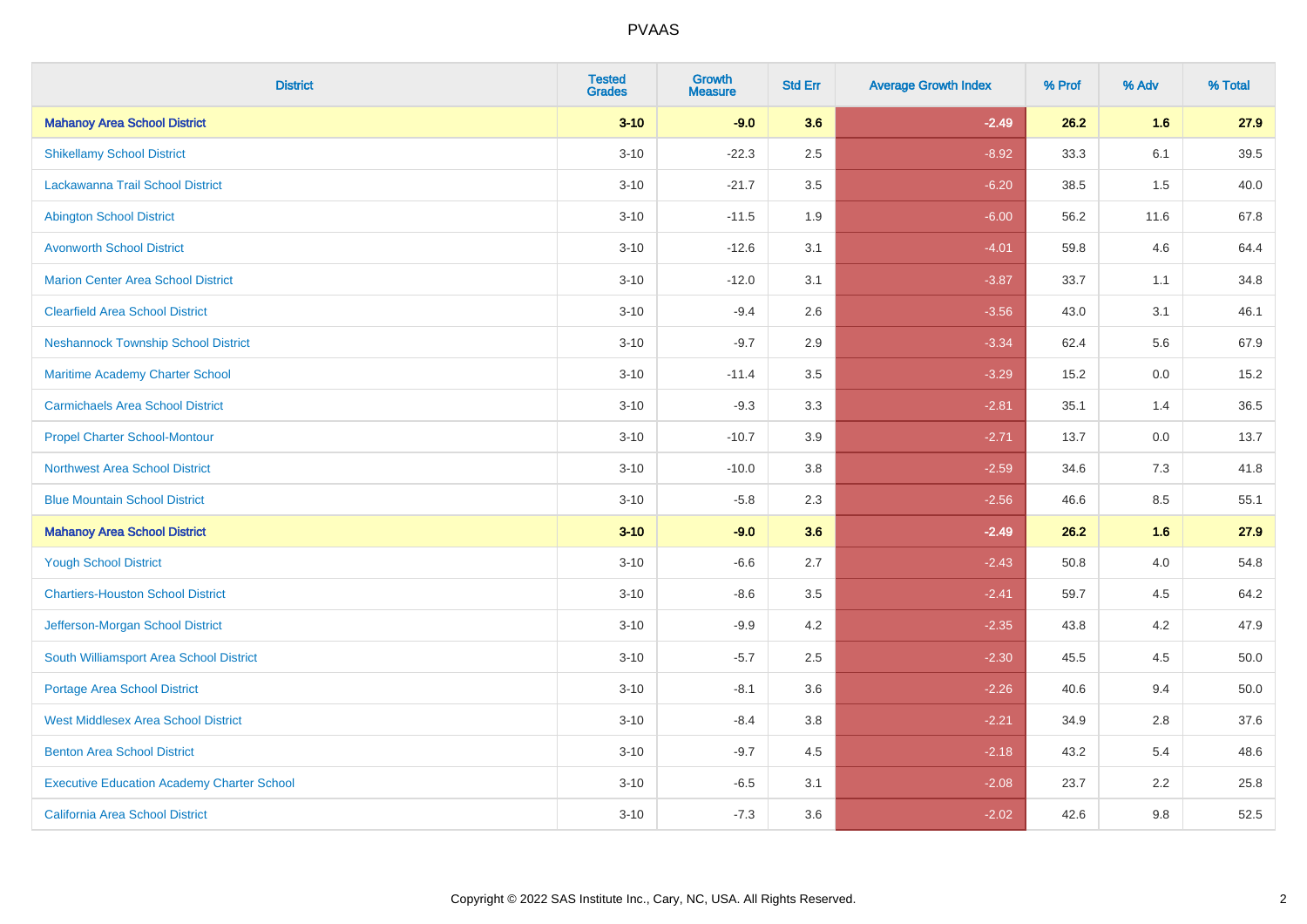| District | Tested Grades | Growth Measure | Std Err | Average Growth Index | % Prof | % Adv | % Total |
|---|---|---|---|---|---|---|---|
| **Mahanoy Area School District** | **3-10** | **-9.0** | **3.6** | **-2.49** | **26.2** | **1.6** | **27.9** |
| Shikellamy School District | 3-10 | -22.3 | 2.5 | -8.92 | 33.3 | 6.1 | 39.5 |
| Lackawanna Trail School District | 3-10 | -21.7 | 3.5 | -6.20 | 38.5 | 1.5 | 40.0 |
| Abington School District | 3-10 | -11.5 | 1.9 | -6.00 | 56.2 | 11.6 | 67.8 |
| Avonworth School District | 3-10 | -12.6 | 3.1 | -4.01 | 59.8 | 4.6 | 64.4 |
| Marion Center Area School District | 3-10 | -12.0 | 3.1 | -3.87 | 33.7 | 1.1 | 34.8 |
| Clearfield Area School District | 3-10 | -9.4 | 2.6 | -3.56 | 43.0 | 3.1 | 46.1 |
| Neshannock Township School District | 3-10 | -9.7 | 2.9 | -3.34 | 62.4 | 5.6 | 67.9 |
| Maritime Academy Charter School | 3-10 | -11.4 | 3.5 | -3.29 | 15.2 | 0.0 | 15.2 |
| Carmichaels Area School District | 3-10 | -9.3 | 3.3 | -2.81 | 35.1 | 1.4 | 36.5 |
| Propel Charter School-Montour | 3-10 | -10.7 | 3.9 | -2.71 | 13.7 | 0.0 | 13.7 |
| Northwest Area School District | 3-10 | -10.0 | 3.8 | -2.59 | 34.6 | 7.3 | 41.8 |
| Blue Mountain School District | 3-10 | -5.8 | 2.3 | -2.56 | 46.6 | 8.5 | 55.1 |
| **Mahanoy Area School District** | **3-10** | **-9.0** | **3.6** | **-2.49** | **26.2** | **1.6** | **27.9** |
| Yough School District | 3-10 | -6.6 | 2.7 | -2.43 | 50.8 | 4.0 | 54.8 |
| Chartiers-Houston School District | 3-10 | -8.6 | 3.5 | -2.41 | 59.7 | 4.5 | 64.2 |
| Jefferson-Morgan School District | 3-10 | -9.9 | 4.2 | -2.35 | 43.8 | 4.2 | 47.9 |
| South Williamsport Area School District | 3-10 | -5.7 | 2.5 | -2.30 | 45.5 | 4.5 | 50.0 |
| Portage Area School District | 3-10 | -8.1 | 3.6 | -2.26 | 40.6 | 9.4 | 50.0 |
| West Middlesex Area School District | 3-10 | -8.4 | 3.8 | -2.21 | 34.9 | 2.8 | 37.6 |
| Benton Area School District | 3-10 | -9.7 | 4.5 | -2.18 | 43.2 | 5.4 | 48.6 |
| Executive Education Academy Charter School | 3-10 | -6.5 | 3.1 | -2.08 | 23.7 | 2.2 | 25.8 |
| California Area School District | 3-10 | -7.3 | 3.6 | -2.02 | 42.6 | 9.8 | 52.5 |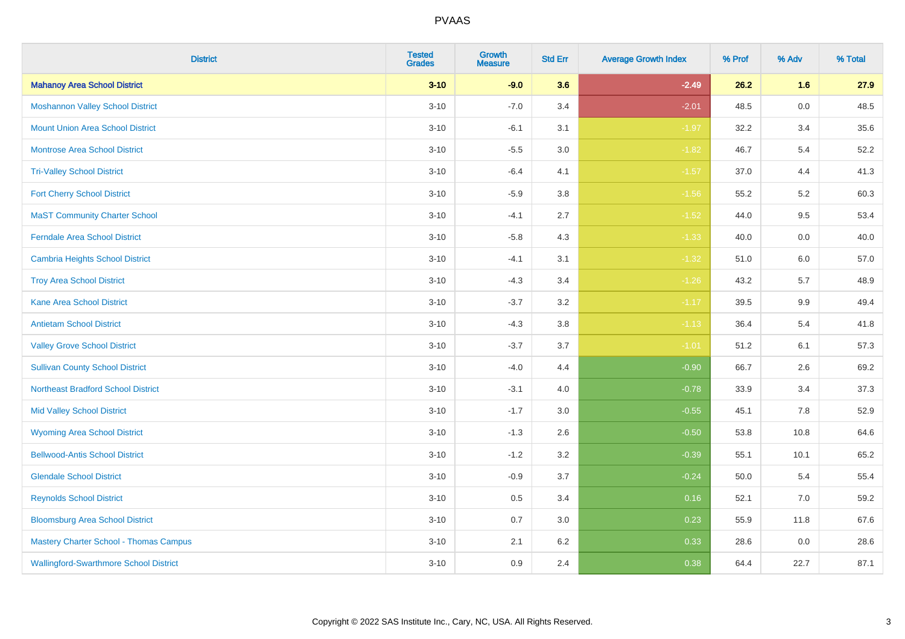# PVAAS

| District | Tested Grades | Growth Measure | Std Err | Average Growth Index | % Prof | % Adv | % Total |
|---|---|---|---|---|---|---|---|
| **Mahanoy Area School District** | **3-10** | **-9.0** | **3.6** | **-2.49** | **26.2** | **1.6** | **27.9** |
| Moshannon Valley School District | 3-10 | -7.0 | 3.4 | -2.01 | 48.5 | 0.0 | 48.5 |
| Mount Union Area School District | 3-10 | -6.1 | 3.1 | -1.97 | 32.2 | 3.4 | 35.6 |
| Montrose Area School District | 3-10 | -5.5 | 3.0 | -1.82 | 46.7 | 5.4 | 52.2 |
| Tri-Valley School District | 3-10 | -6.4 | 4.1 | -1.57 | 37.0 | 4.4 | 41.3 |
| Fort Cherry School District | 3-10 | -5.9 | 3.8 | -1.56 | 55.2 | 5.2 | 60.3 |
| MaST Community Charter School | 3-10 | -4.1 | 2.7 | -1.52 | 44.0 | 9.5 | 53.4 |
| Ferndale Area School District | 3-10 | -5.8 | 4.3 | -1.33 | 40.0 | 0.0 | 40.0 |
| Cambria Heights School District | 3-10 | -4.1 | 3.1 | -1.32 | 51.0 | 6.0 | 57.0 |
| Troy Area School District | 3-10 | -4.3 | 3.4 | -1.26 | 43.2 | 5.7 | 48.9 |
| Kane Area School District | 3-10 | -3.7 | 3.2 | -1.17 | 39.5 | 9.9 | 49.4 |
| Antietam School District | 3-10 | -4.3 | 3.8 | -1.13 | 36.4 | 5.4 | 41.8 |
| Valley Grove School District | 3-10 | -3.7 | 3.7 | -1.01 | 51.2 | 6.1 | 57.3 |
| Sullivan County School District | 3-10 | -4.0 | 4.4 | -0.90 | 66.7 | 2.6 | 69.2 |
| Northeast Bradford School District | 3-10 | -3.1 | 4.0 | -0.78 | 33.9 | 3.4 | 37.3 |
| Mid Valley School District | 3-10 | -1.7 | 3.0 | -0.55 | 45.1 | 7.8 | 52.9 |
| Wyoming Area School District | 3-10 | -1.3 | 2.6 | -0.50 | 53.8 | 10.8 | 64.6 |
| Bellwood-Antis School District | 3-10 | -1.2 | 3.2 | -0.39 | 55.1 | 10.1 | 65.2 |
| Glendale School District | 3-10 | -0.9 | 3.7 | -0.24 | 50.0 | 5.4 | 55.4 |
| Reynolds School District | 3-10 | 0.5 | 3.4 | 0.16 | 52.1 | 7.0 | 59.2 |
| Bloomsburg Area School District | 3-10 | 0.7 | 3.0 | 0.23 | 55.9 | 11.8 | 67.6 |
| Mastery Charter School - Thomas Campus | 3-10 | 2.1 | 6.2 | 0.33 | 28.6 | 0.0 | 28.6 |
| Wallingford-Swarthmore School District | 3-10 | 0.9 | 2.4 | 0.38 | 64.4 | 22.7 | 87.1 |

Copyright © 2022 SAS Institute Inc., Cary, NC, USA. All Rights Reserved.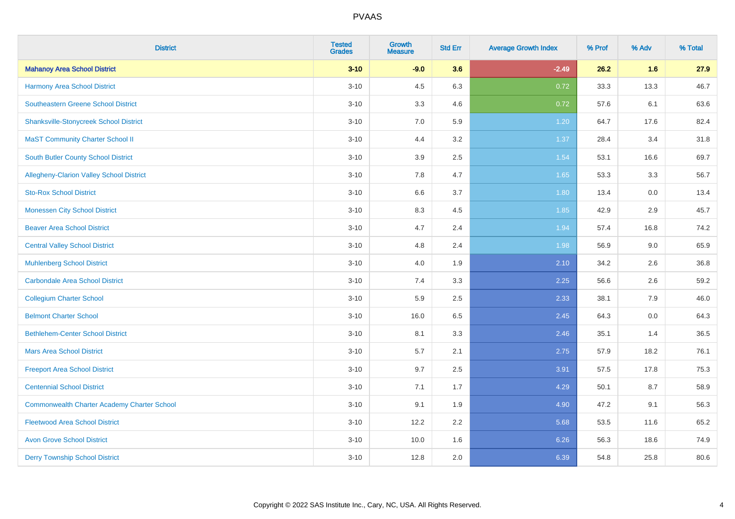# PVAAS

| District | Tested Grades | Growth Measure | Std Err | Average Growth Index | % Prof | % Adv | % Total |
|---|---|---|---|---|---|---|---|
| **Mahanoy Area School District** | **3-10** | **-9.0** | **3.6** | **-2.49** | **26.2** | **1.6** | **27.9** |
| Harmony Area School District | 3-10 | 4.5 | 6.3 | 0.72 | 33.3 | 13.3 | 46.7 |
| Southeastern Greene School District | 3-10 | 3.3 | 4.6 | 0.72 | 57.6 | 6.1 | 63.6 |
| Shanksville-Stonycreek School District | 3-10 | 7.0 | 5.9 | 1.20 | 64.7 | 17.6 | 82.4 |
| MaST Community Charter School II | 3-10 | 4.4 | 3.2 | 1.37 | 28.4 | 3.4 | 31.8 |
| South Butler County School District | 3-10 | 3.9 | 2.5 | 1.54 | 53.1 | 16.6 | 69.7 |
| Allegheny-Clarion Valley School District | 3-10 | 7.8 | 4.7 | 1.65 | 53.3 | 3.3 | 56.7 |
| Sto-Rox School District | 3-10 | 6.6 | 3.7 | 1.80 | 13.4 | 0.0 | 13.4 |
| Monessen City School District | 3-10 | 8.3 | 4.5 | 1.85 | 42.9 | 2.9 | 45.7 |
| Beaver Area School District | 3-10 | 4.7 | 2.4 | 1.94 | 57.4 | 16.8 | 74.2 |
| Central Valley School District | 3-10 | 4.8 | 2.4 | 1.98 | 56.9 | 9.0 | 65.9 |
| Muhlenberg School District | 3-10 | 4.0 | 1.9 | 2.10 | 34.2 | 2.6 | 36.8 |
| Carbondale Area School District | 3-10 | 7.4 | 3.3 | 2.25 | 56.6 | 2.6 | 59.2 |
| Collegium Charter School | 3-10 | 5.9 | 2.5 | 2.33 | 38.1 | 7.9 | 46.0 |
| Belmont Charter School | 3-10 | 16.0 | 6.5 | 2.45 | 64.3 | 0.0 | 64.3 |
| Bethlehem-Center School District | 3-10 | 8.1 | 3.3 | 2.46 | 35.1 | 1.4 | 36.5 |
| Mars Area School District | 3-10 | 5.7 | 2.1 | 2.75 | 57.9 | 18.2 | 76.1 |
| Freeport Area School District | 3-10 | 9.7 | 2.5 | 3.91 | 57.5 | 17.8 | 75.3 |
| Centennial School District | 3-10 | 7.1 | 1.7 | 4.29 | 50.1 | 8.7 | 58.9 |
| Commonwealth Charter Academy Charter School | 3-10 | 9.1 | 1.9 | 4.90 | 47.2 | 9.1 | 56.3 |
| Fleetwood Area School District | 3-10 | 12.2 | 2.2 | 5.68 | 53.5 | 11.6 | 65.2 |
| Avon Grove School District | 3-10 | 10.0 | 1.6 | 6.26 | 56.3 | 18.6 | 74.9 |
| Derry Township School District | 3-10 | 12.8 | 2.0 | 6.39 | 54.8 | 25.8 | 80.6 |

Copyright © 2022 SAS Institute Inc., Cary, NC, USA. All Rights Reserved.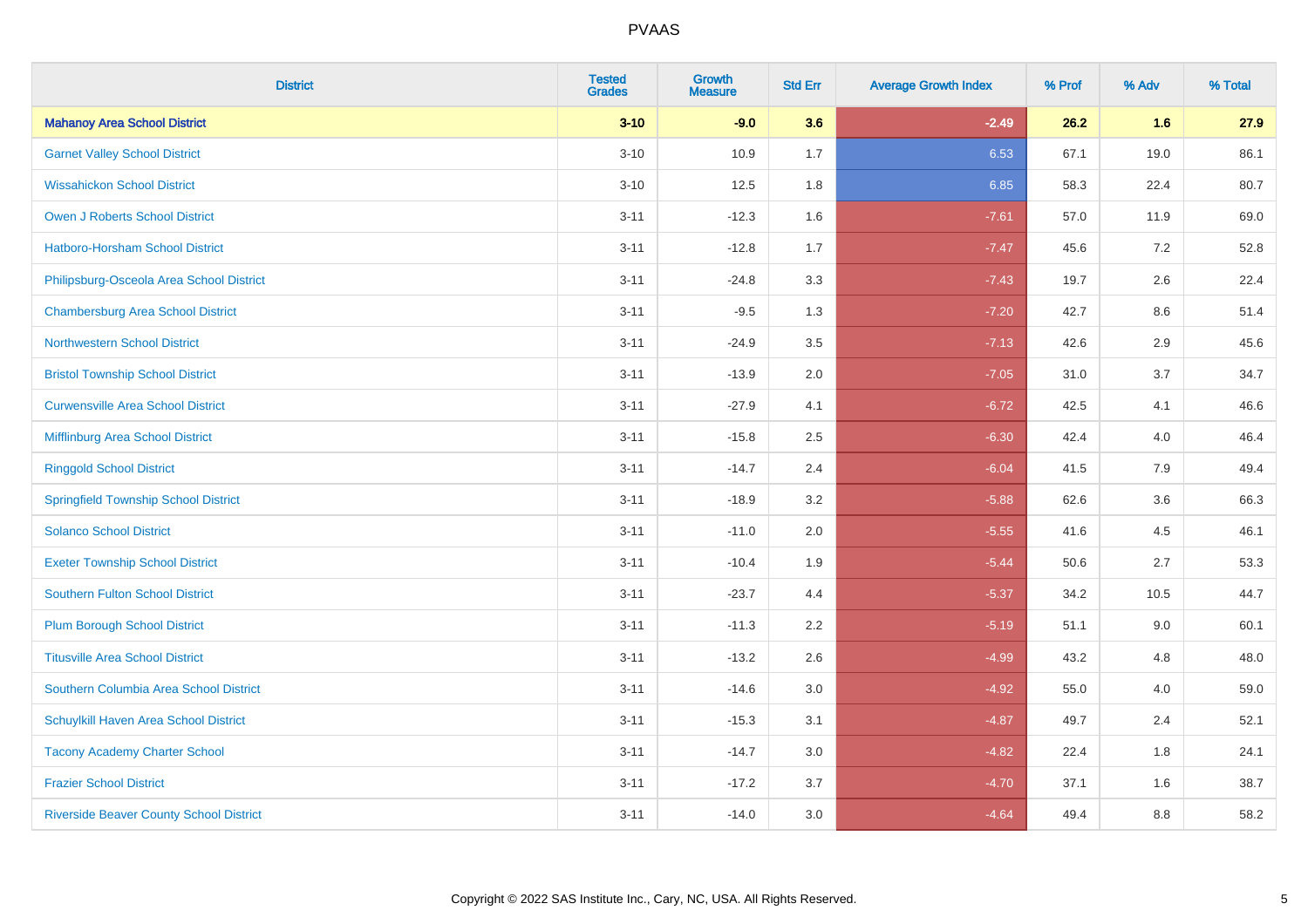| District | Tested Grades | Growth Measure | Std Err | Average Growth Index | % Prof | % Adv | % Total |
|---|---|---|---|---|---|---|---|
| **Mahanoy Area School District** | **3-10** | **-9.0** | **3.6** | **-2.49** | **26.2** | **1.6** | **27.9** |
| Garnet Valley School District | 3-10 | 10.9 | 1.7 | 6.53 | 67.1 | 19.0 | 86.1 |
| Wissahickon School District | 3-10 | 12.5 | 1.8 | 6.85 | 58.3 | 22.4 | 80.7 |
| Owen J Roberts School District | 3-11 | -12.3 | 1.6 | -7.61 | 57.0 | 11.9 | 69.0 |
| Hatboro-Horsham School District | 3-11 | -12.8 | 1.7 | -7.47 | 45.6 | 7.2 | 52.8 |
| Philipsburg-Osceola Area School District | 3-11 | -24.8 | 3.3 | -7.43 | 19.7 | 2.6 | 22.4 |
| Chambersburg Area School District | 3-11 | -9.5 | 1.3 | -7.20 | 42.7 | 8.6 | 51.4 |
| Northwestern School District | 3-11 | -24.9 | 3.5 | -7.13 | 42.6 | 2.9 | 45.6 |
| Bristol Township School District | 3-11 | -13.9 | 2.0 | -7.05 | 31.0 | 3.7 | 34.7 |
| Curwensville Area School District | 3-11 | -27.9 | 4.1 | -6.72 | 42.5 | 4.1 | 46.6 |
| Mifflinburg Area School District | 3-11 | -15.8 | 2.5 | -6.30 | 42.4 | 4.0 | 46.4 |
| Ringgold School District | 3-11 | -14.7 | 2.4 | -6.04 | 41.5 | 7.9 | 49.4 |
| Springfield Township School District | 3-11 | -18.9 | 3.2 | -5.88 | 62.6 | 3.6 | 66.3 |
| Solanco School District | 3-11 | -11.0 | 2.0 | -5.55 | 41.6 | 4.5 | 46.1 |
| Exeter Township School District | 3-11 | -10.4 | 1.9 | -5.44 | 50.6 | 2.7 | 53.3 |
| Southern Fulton School District | 3-11 | -23.7 | 4.4 | -5.37 | 34.2 | 10.5 | 44.7 |
| Plum Borough School District | 3-11 | -11.3 | 2.2 | -5.19 | 51.1 | 9.0 | 60.1 |
| Titusville Area School District | 3-11 | -13.2 | 2.6 | -4.99 | 43.2 | 4.8 | 48.0 |
| Southern Columbia Area School District | 3-11 | -14.6 | 3.0 | -4.92 | 55.0 | 4.0 | 59.0 |
| Schuylkill Haven Area School District | 3-11 | -15.3 | 3.1 | -4.87 | 49.7 | 2.4 | 52.1 |
| Tacony Academy Charter School | 3-11 | -14.7 | 3.0 | -4.82 | 22.4 | 1.8 | 24.1 |
| Frazier School District | 3-11 | -17.2 | 3.7 | -4.70 | 37.1 | 1.6 | 38.7 |
| Riverside Beaver County School District | 3-11 | -14.0 | 3.0 | -4.64 | 49.4 | 8.8 | 58.2 |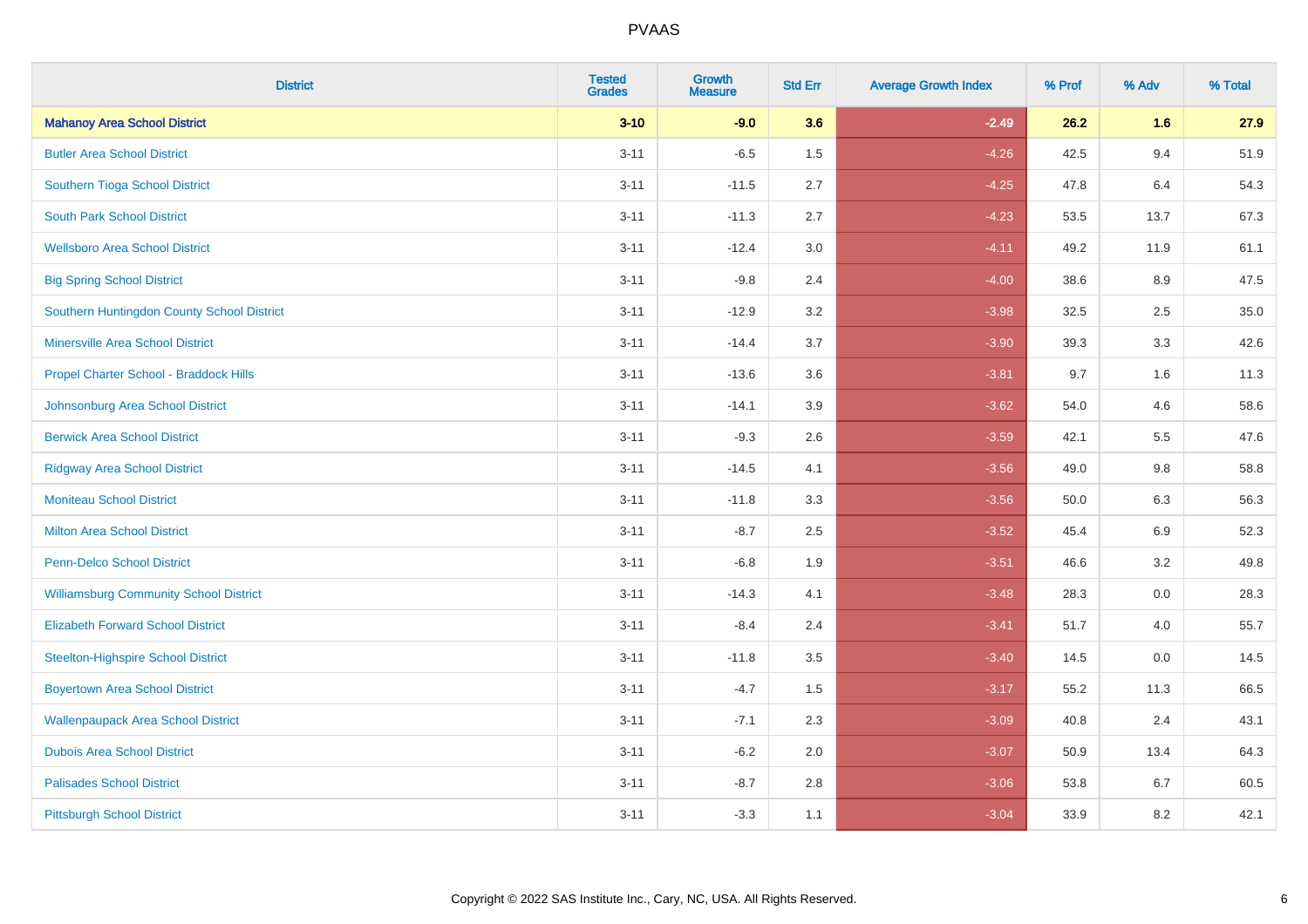| District | Tested Grades | Growth Measure | Std Err | Average Growth Index | % Prof | % Adv | % Total |
|---|---|---|---|---|---|---|---|
| **Mahanoy Area School District** | **3-10** | **-9.0** | **3.6** | **-2.49** | **26.2** | **1.6** | **27.9** |
| Butler Area School District | 3-11 | -6.5 | 1.5 | -4.26 | 42.5 | 9.4 | 51.9 |
| Southern Tioga School District | 3-11 | -11.5 | 2.7 | -4.25 | 47.8 | 6.4 | 54.3 |
| South Park School District | 3-11 | -11.3 | 2.7 | -4.23 | 53.5 | 13.7 | 67.3 |
| Wellsboro Area School District | 3-11 | -12.4 | 3.0 | -4.11 | 49.2 | 11.9 | 61.1 |
| Big Spring School District | 3-11 | -9.8 | 2.4 | -4.00 | 38.6 | 8.9 | 47.5 |
| Southern Huntingdon County School District | 3-11 | -12.9 | 3.2 | -3.98 | 32.5 | 2.5 | 35.0 |
| Minersville Area School District | 3-11 | -14.4 | 3.7 | -3.90 | 39.3 | 3.3 | 42.6 |
| Propel Charter School - Braddock Hills | 3-11 | -13.6 | 3.6 | -3.81 | 9.7 | 1.6 | 11.3 |
| Johnsonburg Area School District | 3-11 | -14.1 | 3.9 | -3.62 | 54.0 | 4.6 | 58.6 |
| Berwick Area School District | 3-11 | -9.3 | 2.6 | -3.59 | 42.1 | 5.5 | 47.6 |
| Ridgway Area School District | 3-11 | -14.5 | 4.1 | -3.56 | 49.0 | 9.8 | 58.8 |
| Moniteau School District | 3-11 | -11.8 | 3.3 | -3.56 | 50.0 | 6.3 | 56.3 |
| Milton Area School District | 3-11 | -8.7 | 2.5 | -3.52 | 45.4 | 6.9 | 52.3 |
| Penn-Delco School District | 3-11 | -6.8 | 1.9 | -3.51 | 46.6 | 3.2 | 49.8 |
| Williamsburg Community School District | 3-11 | -14.3 | 4.1 | -3.48 | 28.3 | 0.0 | 28.3 |
| Elizabeth Forward School District | 3-11 | -8.4 | 2.4 | -3.41 | 51.7 | 4.0 | 55.7 |
| Steelton-Highspire School District | 3-11 | -11.8 | 3.5 | -3.40 | 14.5 | 0.0 | 14.5 |
| Boyertown Area School District | 3-11 | -4.7 | 1.5 | -3.17 | 55.2 | 11.3 | 66.5 |
| Wallenpaupack Area School District | 3-11 | -7.1 | 2.3 | -3.09 | 40.8 | 2.4 | 43.1 |
| Dubois Area School District | 3-11 | -6.2 | 2.0 | -3.07 | 50.9 | 13.4 | 64.3 |
| Palisades School District | 3-11 | -8.7 | 2.8 | -3.06 | 53.8 | 6.7 | 60.5 |
| Pittsburgh School District | 3-11 | -3.3 | 1.1 | -3.04 | 33.9 | 8.2 | 42.1 |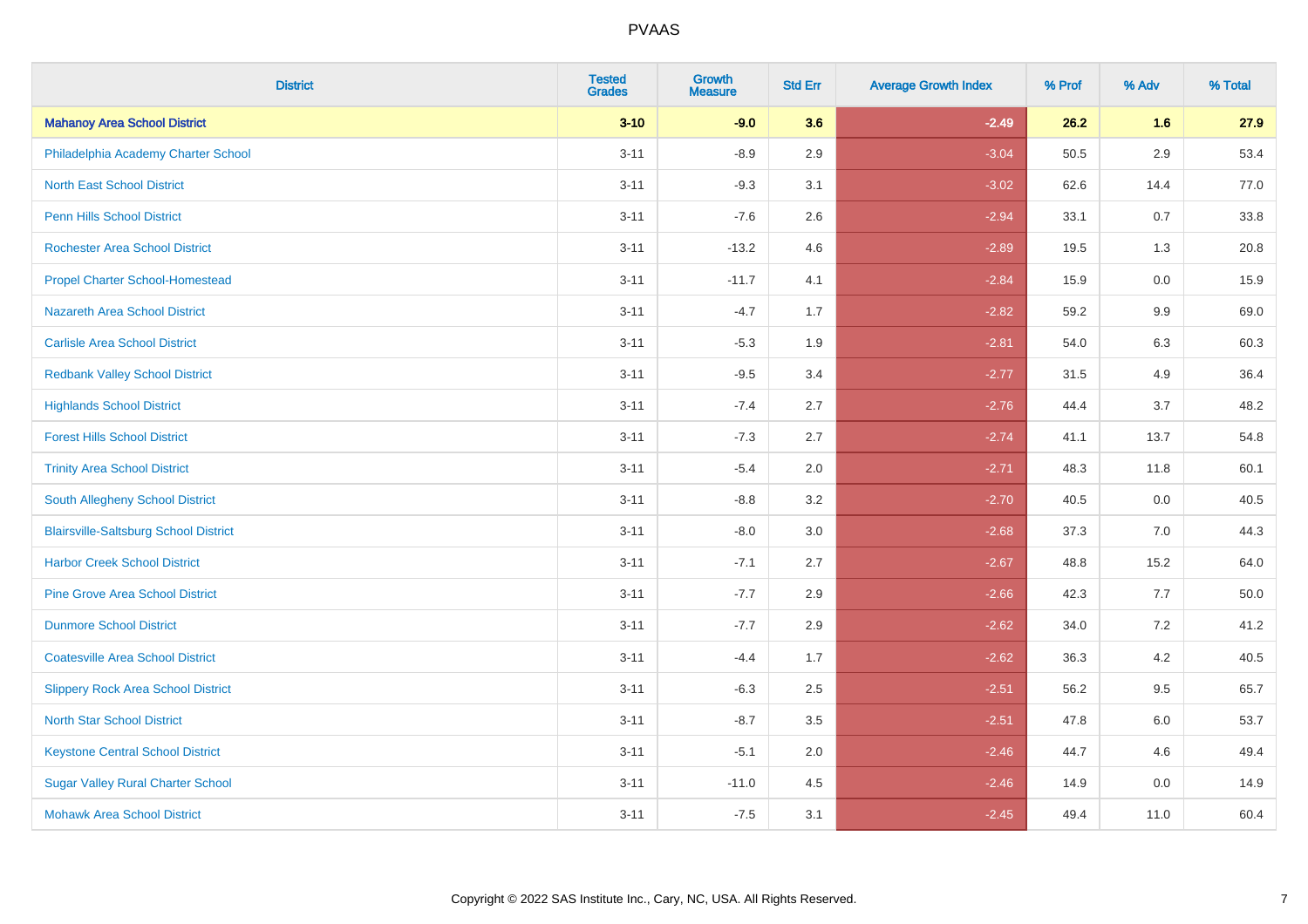| District | Tested Grades | Growth Measure | Std Err | Average Growth Index | % Prof | % Adv | % Total |
|---|---|---|---|---|---|---|---|
| **Mahanoy Area School District** | **3-10** | **-9.0** | **3.6** | **-2.49** | **26.2** | **1.6** | **27.9** |
| Philadelphia Academy Charter School | 3-11 | -8.9 | 2.9 | -3.04 | 50.5 | 2.9 | 53.4 |
| North East School District | 3-11 | -9.3 | 3.1 | -3.02 | 62.6 | 14.4 | 77.0 |
| Penn Hills School District | 3-11 | -7.6 | 2.6 | -2.94 | 33.1 | 0.7 | 33.8 |
| Rochester Area School District | 3-11 | -13.2 | 4.6 | -2.89 | 19.5 | 1.3 | 20.8 |
| Propel Charter School-Homestead | 3-11 | -11.7 | 4.1 | -2.84 | 15.9 | 0.0 | 15.9 |
| Nazareth Area School District | 3-11 | -4.7 | 1.7 | -2.82 | 59.2 | 9.9 | 69.0 |
| Carlisle Area School District | 3-11 | -5.3 | 1.9 | -2.81 | 54.0 | 6.3 | 60.3 |
| Redbank Valley School District | 3-11 | -9.5 | 3.4 | -2.77 | 31.5 | 4.9 | 36.4 |
| Highlands School District | 3-11 | -7.4 | 2.7 | -2.76 | 44.4 | 3.7 | 48.2 |
| Forest Hills School District | 3-11 | -7.3 | 2.7 | -2.74 | 41.1 | 13.7 | 54.8 |
| Trinity Area School District | 3-11 | -5.4 | 2.0 | -2.71 | 48.3 | 11.8 | 60.1 |
| South Allegheny School District | 3-11 | -8.8 | 3.2 | -2.70 | 40.5 | 0.0 | 40.5 |
| Blairsville-Saltsburg School District | 3-11 | -8.0 | 3.0 | -2.68 | 37.3 | 7.0 | 44.3 |
| Harbor Creek School District | 3-11 | -7.1 | 2.7 | -2.67 | 48.8 | 15.2 | 64.0 |
| Pine Grove Area School District | 3-11 | -7.7 | 2.9 | -2.66 | 42.3 | 7.7 | 50.0 |
| Dunmore School District | 3-11 | -7.7 | 2.9 | -2.62 | 34.0 | 7.2 | 41.2 |
| Coatesville Area School District | 3-11 | -4.4 | 1.7 | -2.62 | 36.3 | 4.2 | 40.5 |
| Slippery Rock Area School District | 3-11 | -6.3 | 2.5 | -2.51 | 56.2 | 9.5 | 65.7 |
| North Star School District | 3-11 | -8.7 | 3.5 | -2.51 | 47.8 | 6.0 | 53.7 |
| Keystone Central School District | 3-11 | -5.1 | 2.0 | -2.46 | 44.7 | 4.6 | 49.4 |
| Sugar Valley Rural Charter School | 3-11 | -11.0 | 4.5 | -2.46 | 14.9 | 0.0 | 14.9 |
| Mohawk Area School District | 3-11 | -7.5 | 3.1 | -2.45 | 49.4 | 11.0 | 60.4 |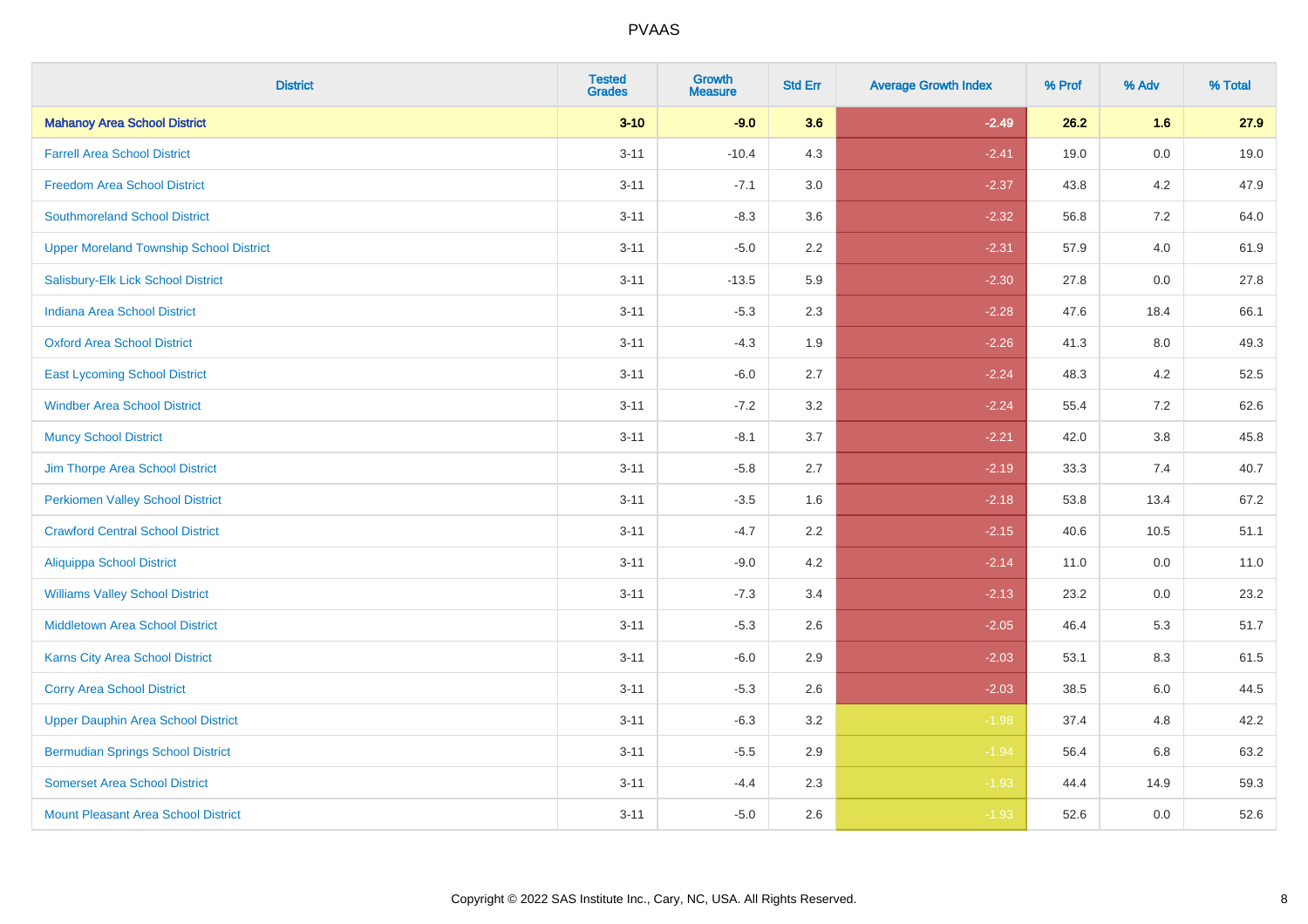| District | Tested Grades | Growth Measure | Std Err | Average Growth Index | % Prof | % Adv | % Total |
|---|---|---|---|---|---|---|---|
| **Mahanoy Area School District** | **3-10** | **-9.0** | **3.6** | **-2.49** | **26.2** | **1.6** | **27.9** |
| Farrell Area School District | 3-11 | -10.4 | 4.3 | -2.41 | 19.0 | 0.0 | 19.0 |
| Freedom Area School District | 3-11 | -7.1 | 3.0 | -2.37 | 43.8 | 4.2 | 47.9 |
| Southmoreland School District | 3-11 | -8.3 | 3.6 | -2.32 | 56.8 | 7.2 | 64.0 |
| Upper Moreland Township School District | 3-11 | -5.0 | 2.2 | -2.31 | 57.9 | 4.0 | 61.9 |
| Salisbury-Elk Lick School District | 3-11 | -13.5 | 5.9 | -2.30 | 27.8 | 0.0 | 27.8 |
| Indiana Area School District | 3-11 | -5.3 | 2.3 | -2.28 | 47.6 | 18.4 | 66.1 |
| Oxford Area School District | 3-11 | -4.3 | 1.9 | -2.26 | 41.3 | 8.0 | 49.3 |
| East Lycoming School District | 3-11 | -6.0 | 2.7 | -2.24 | 48.3 | 4.2 | 52.5 |
| Windber Area School District | 3-11 | -7.2 | 3.2 | -2.24 | 55.4 | 7.2 | 62.6 |
| Muncy School District | 3-11 | -8.1 | 3.7 | -2.21 | 42.0 | 3.8 | 45.8 |
| Jim Thorpe Area School District | 3-11 | -5.8 | 2.7 | -2.19 | 33.3 | 7.4 | 40.7 |
| Perkiomen Valley School District | 3-11 | -3.5 | 1.6 | -2.18 | 53.8 | 13.4 | 67.2 |
| Crawford Central School District | 3-11 | -4.7 | 2.2 | -2.15 | 40.6 | 10.5 | 51.1 |
| Aliquippa School District | 3-11 | -9.0 | 4.2 | -2.14 | 11.0 | 0.0 | 11.0 |
| Williams Valley School District | 3-11 | -7.3 | 3.4 | -2.13 | 23.2 | 0.0 | 23.2 |
| Middletown Area School District | 3-11 | -5.3 | 2.6 | -2.05 | 46.4 | 5.3 | 51.7 |
| Karns City Area School District | 3-11 | -6.0 | 2.9 | -2.03 | 53.1 | 8.3 | 61.5 |
| Corry Area School District | 3-11 | -5.3 | 2.6 | -2.03 | 38.5 | 6.0 | 44.5 |
| Upper Dauphin Area School District | 3-11 | -6.3 | 3.2 | -1.98 | 37.4 | 4.8 | 42.2 |
| Bermudian Springs School District | 3-11 | -5.5 | 2.9 | -1.94 | 56.4 | 6.8 | 63.2 |
| Somerset Area School District | 3-11 | -4.4 | 2.3 | -1.93 | 44.4 | 14.9 | 59.3 |
| Mount Pleasant Area School District | 3-11 | -5.0 | 2.6 | -1.93 | 52.6 | 0.0 | 52.6 |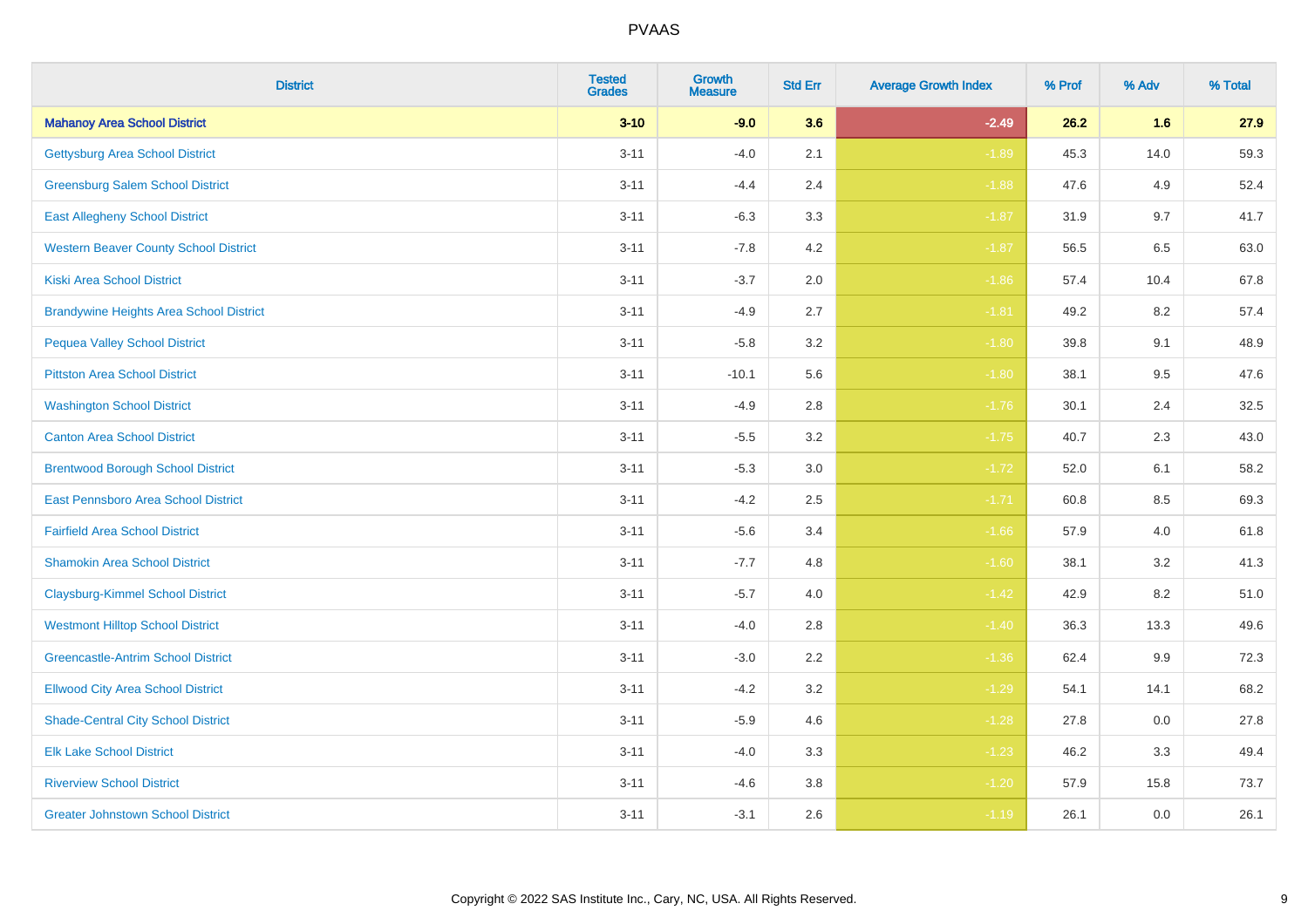| District | Tested Grades | Growth Measure | Std Err | Average Growth Index | % Prof | % Adv | % Total |
|---|---|---|---|---|---|---|---|
| **Mahanoy Area School District** | **3-10** | **-9.0** | **3.6** | **-2.49** | **26.2** | **1.6** | **27.9** |
| Gettysburg Area School District | 3-11 | -4.0 | 2.1 | -1.89 | 45.3 | 14.0 | 59.3 |
| Greensburg Salem School District | 3-11 | -4.4 | 2.4 | -1.88 | 47.6 | 4.9 | 52.4 |
| East Allegheny School District | 3-11 | -6.3 | 3.3 | -1.87 | 31.9 | 9.7 | 41.7 |
| Western Beaver County School District | 3-11 | -7.8 | 4.2 | -1.87 | 56.5 | 6.5 | 63.0 |
| Kiski Area School District | 3-11 | -3.7 | 2.0 | -1.86 | 57.4 | 10.4 | 67.8 |
| Brandywine Heights Area School District | 3-11 | -4.9 | 2.7 | -1.81 | 49.2 | 8.2 | 57.4 |
| Pequea Valley School District | 3-11 | -5.8 | 3.2 | -1.80 | 39.8 | 9.1 | 48.9 |
| Pittston Area School District | 3-11 | -10.1 | 5.6 | -1.80 | 38.1 | 9.5 | 47.6 |
| Washington School District | 3-11 | -4.9 | 2.8 | -1.76 | 30.1 | 2.4 | 32.5 |
| Canton Area School District | 3-11 | -5.5 | 3.2 | -1.75 | 40.7 | 2.3 | 43.0 |
| Brentwood Borough School District | 3-11 | -5.3 | 3.0 | -1.72 | 52.0 | 6.1 | 58.2 |
| East Pennsboro Area School District | 3-11 | -4.2 | 2.5 | -1.71 | 60.8 | 8.5 | 69.3 |
| Fairfield Area School District | 3-11 | -5.6 | 3.4 | -1.66 | 57.9 | 4.0 | 61.8 |
| Shamokin Area School District | 3-11 | -7.7 | 4.8 | -1.60 | 38.1 | 3.2 | 41.3 |
| Claysburg-Kimmel School District | 3-11 | -5.7 | 4.0 | -1.42 | 42.9 | 8.2 | 51.0 |
| Westmont Hilltop School District | 3-11 | -4.0 | 2.8 | -1.40 | 36.3 | 13.3 | 49.6 |
| Greencastle-Antrim School District | 3-11 | -3.0 | 2.2 | -1.36 | 62.4 | 9.9 | 72.3 |
| Ellwood City Area School District | 3-11 | -4.2 | 3.2 | -1.29 | 54.1 | 14.1 | 68.2 |
| Shade-Central City School District | 3-11 | -5.9 | 4.6 | -1.28 | 27.8 | 0.0 | 27.8 |
| Elk Lake School District | 3-11 | -4.0 | 3.3 | -1.23 | 46.2 | 3.3 | 49.4 |
| Riverview School District | 3-11 | -4.6 | 3.8 | -1.20 | 57.9 | 15.8 | 73.7 |
| Greater Johnstown School District | 3-11 | -3.1 | 2.6 | -1.19 | 26.1 | 0.0 | 26.1 |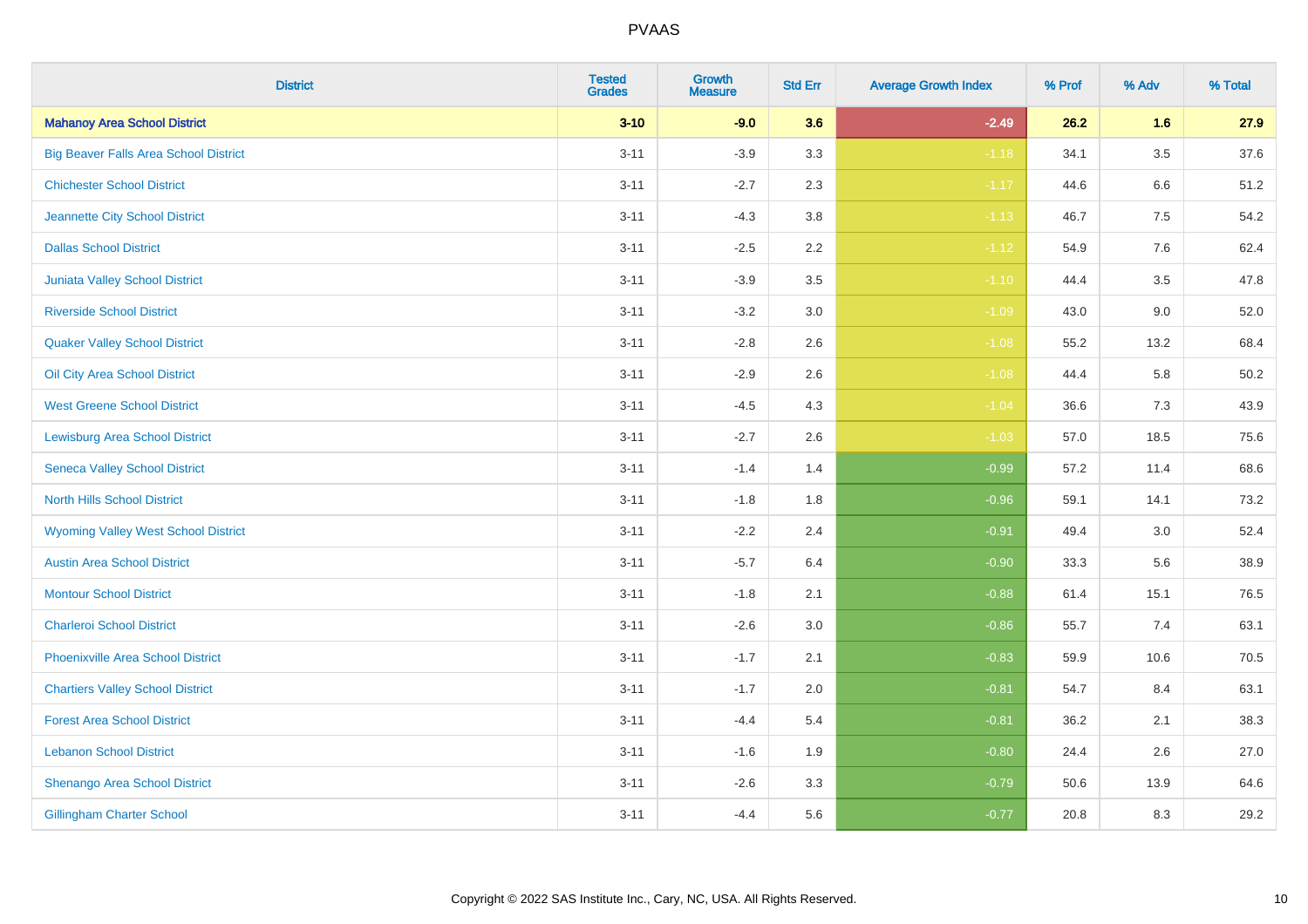# PVAAS

| District | Tested Grades | Growth Measure | Std Err | Average Growth Index | % Prof | % Adv | % Total |
|---|---|---|---|---|---|---|---|
| **Mahanoy Area School District** | **3-10** | **-9.0** | **3.6** | **-2.49** | **26.2** | **1.6** | **27.9** |
| Big Beaver Falls Area School District | 3-11 | -3.9 | 3.3 | -1.18 | 34.1 | 3.5 | 37.6 |
| Chichester School District | 3-11 | -2.7 | 2.3 | -1.17 | 44.6 | 6.6 | 51.2 |
| Jeannette City School District | 3-11 | -4.3 | 3.8 | -1.13 | 46.7 | 7.5 | 54.2 |
| Dallas School District | 3-11 | -2.5 | 2.2 | -1.12 | 54.9 | 7.6 | 62.4 |
| Juniata Valley School District | 3-11 | -3.9 | 3.5 | -1.10 | 44.4 | 3.5 | 47.8 |
| Riverside School District | 3-11 | -3.2 | 3.0 | -1.09 | 43.0 | 9.0 | 52.0 |
| Quaker Valley School District | 3-11 | -2.8 | 2.6 | -1.08 | 55.2 | 13.2 | 68.4 |
| Oil City Area School District | 3-11 | -2.9 | 2.6 | -1.08 | 44.4 | 5.8 | 50.2 |
| West Greene School District | 3-11 | -4.5 | 4.3 | -1.04 | 36.6 | 7.3 | 43.9 |
| Lewisburg Area School District | 3-11 | -2.7 | 2.6 | -1.03 | 57.0 | 18.5 | 75.6 |
| Seneca Valley School District | 3-11 | -1.4 | 1.4 | -0.99 | 57.2 | 11.4 | 68.6 |
| North Hills School District | 3-11 | -1.8 | 1.8 | -0.96 | 59.1 | 14.1 | 73.2 |
| Wyoming Valley West School District | 3-11 | -2.2 | 2.4 | -0.91 | 49.4 | 3.0 | 52.4 |
| Austin Area School District | 3-11 | -5.7 | 6.4 | -0.90 | 33.3 | 5.6 | 38.9 |
| Montour School District | 3-11 | -1.8 | 2.1 | -0.88 | 61.4 | 15.1 | 76.5 |
| Charleroi School District | 3-11 | -2.6 | 3.0 | -0.86 | 55.7 | 7.4 | 63.1 |
| Phoenixville Area School District | 3-11 | -1.7 | 2.1 | -0.83 | 59.9 | 10.6 | 70.5 |
| Chartiers Valley School District | 3-11 | -1.7 | 2.0 | -0.81 | 54.7 | 8.4 | 63.1 |
| Forest Area School District | 3-11 | -4.4 | 5.4 | -0.81 | 36.2 | 2.1 | 38.3 |
| Lebanon School District | 3-11 | -1.6 | 1.9 | -0.80 | 24.4 | 2.6 | 27.0 |
| Shenango Area School District | 3-11 | -2.6 | 3.3 | -0.79 | 50.6 | 13.9 | 64.6 |
| Gillingham Charter School | 3-11 | -4.4 | 5.6 | -0.77 | 20.8 | 8.3 | 29.2 |

Copyright © 2022 SAS Institute Inc., Cary, NC, USA. All Rights Reserved.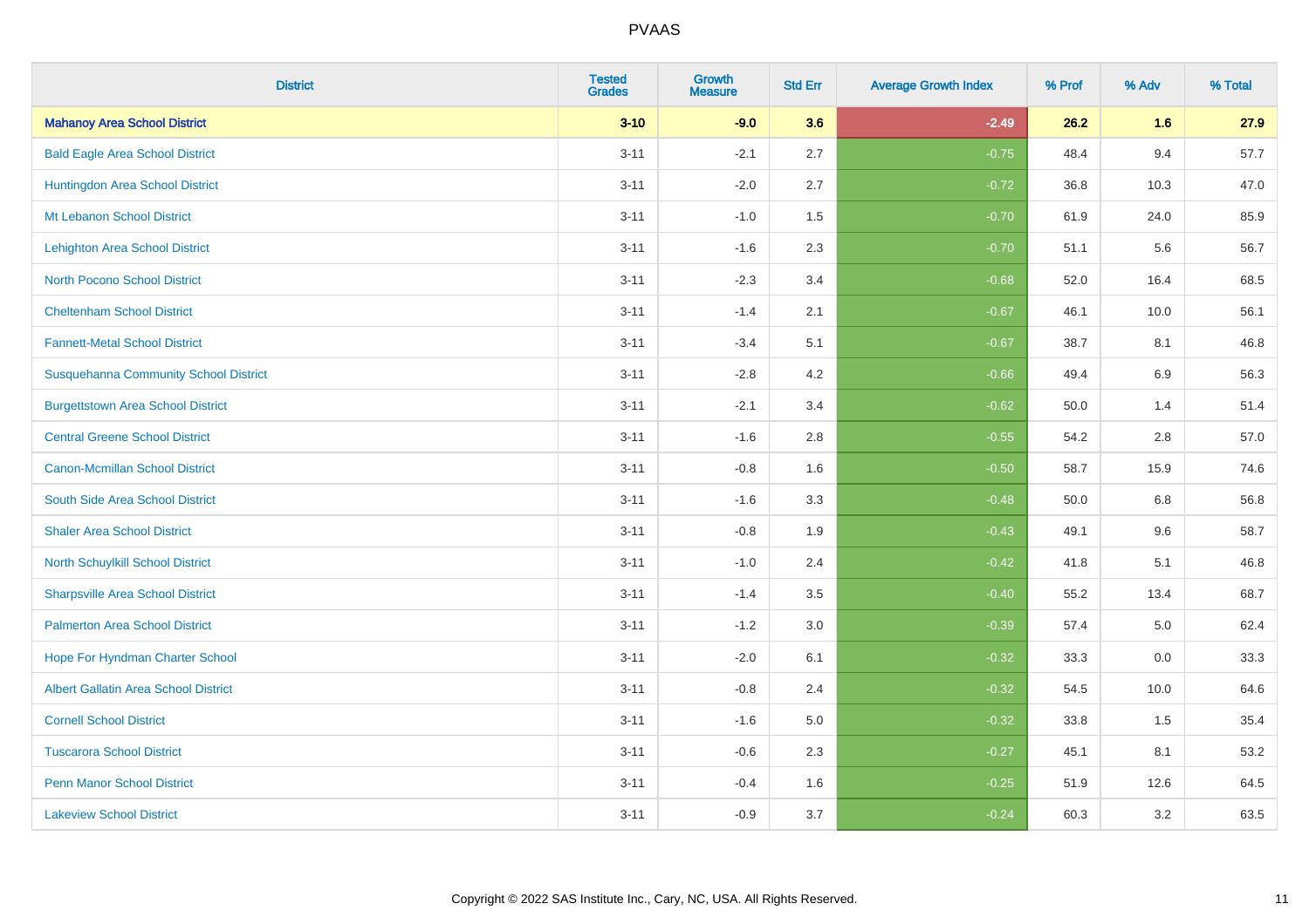| District | Tested Grades | Growth Measure | Std Err | Average Growth Index | % Prof | % Adv | % Total |
|---|---|---|---|---|---|---|---|
| **Mahanoy Area School District** | **3-10** | **-9.0** | **3.6** | **-2.49** | **26.2** | **1.6** | **27.9** |
| Bald Eagle Area School District | 3-11 | -2.1 | 2.7 | -0.75 | 48.4 | 9.4 | 57.7 |
| Huntingdon Area School District | 3-11 | -2.0 | 2.7 | -0.72 | 36.8 | 10.3 | 47.0 |
| Mt Lebanon School District | 3-11 | -1.0 | 1.5 | -0.70 | 61.9 | 24.0 | 85.9 |
| Lehighton Area School District | 3-11 | -1.6 | 2.3 | -0.70 | 51.1 | 5.6 | 56.7 |
| North Pocono School District | 3-11 | -2.3 | 3.4 | -0.68 | 52.0 | 16.4 | 68.5 |
| Cheltenham School District | 3-11 | -1.4 | 2.1 | -0.67 | 46.1 | 10.0 | 56.1 |
| Fannett-Metal School District | 3-11 | -3.4 | 5.1 | -0.67 | 38.7 | 8.1 | 46.8 |
| Susquehanna Community School District | 3-11 | -2.8 | 4.2 | -0.66 | 49.4 | 6.9 | 56.3 |
| Burgettstown Area School District | 3-11 | -2.1 | 3.4 | -0.62 | 50.0 | 1.4 | 51.4 |
| Central Greene School District | 3-11 | -1.6 | 2.8 | -0.55 | 54.2 | 2.8 | 57.0 |
| Canon-Mcmillan School District | 3-11 | -0.8 | 1.6 | -0.50 | 58.7 | 15.9 | 74.6 |
| South Side Area School District | 3-11 | -1.6 | 3.3 | -0.48 | 50.0 | 6.8 | 56.8 |
| Shaler Area School District | 3-11 | -0.8 | 1.9 | -0.43 | 49.1 | 9.6 | 58.7 |
| North Schuylkill School District | 3-11 | -1.0 | 2.4 | -0.42 | 41.8 | 5.1 | 46.8 |
| Sharpsville Area School District | 3-11 | -1.4 | 3.5 | -0.40 | 55.2 | 13.4 | 68.7 |
| Palmerton Area School District | 3-11 | -1.2 | 3.0 | -0.39 | 57.4 | 5.0 | 62.4 |
| Hope For Hyndman Charter School | 3-11 | -2.0 | 6.1 | -0.32 | 33.3 | 0.0 | 33.3 |
| Albert Gallatin Area School District | 3-11 | -0.8 | 2.4 | -0.32 | 54.5 | 10.0 | 64.6 |
| Cornell School District | 3-11 | -1.6 | 5.0 | -0.32 | 33.8 | 1.5 | 35.4 |
| Tuscarora School District | 3-11 | -0.6 | 2.3 | -0.27 | 45.1 | 8.1 | 53.2 |
| Penn Manor School District | 3-11 | -0.4 | 1.6 | -0.25 | 51.9 | 12.6 | 64.5 |
| Lakeview School District | 3-11 | -0.9 | 3.7 | -0.24 | 60.3 | 3.2 | 63.5 |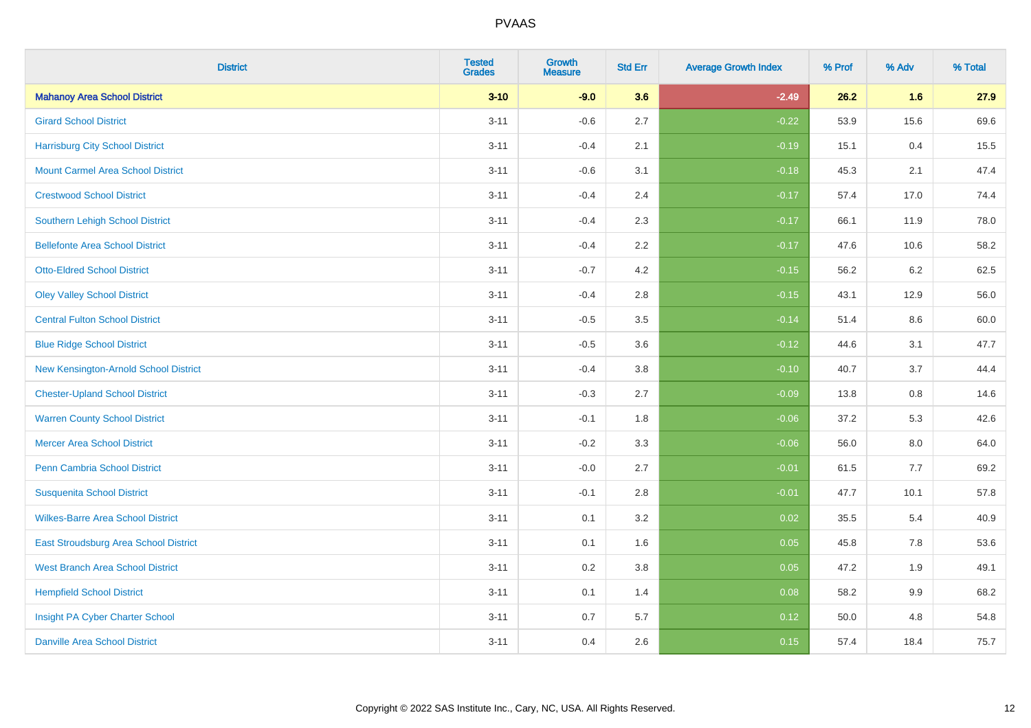| District | Tested Grades | Growth Measure | Std Err | Average Growth Index | % Prof | % Adv | % Total |
|---|---|---|---|---|---|---|---|
| **Mahanoy Area School District** | **3-10** | **-9.0** | **3.6** | **-2.49** | **26.2** | **1.6** | **27.9** |
| Girard School District | 3-11 | -0.6 | 2.7 | -0.22 | 53.9 | 15.6 | 69.6 |
| Harrisburg City School District | 3-11 | -0.4 | 2.1 | -0.19 | 15.1 | 0.4 | 15.5 |
| Mount Carmel Area School District | 3-11 | -0.6 | 3.1 | -0.18 | 45.3 | 2.1 | 47.4 |
| Crestwood School District | 3-11 | -0.4 | 2.4 | -0.17 | 57.4 | 17.0 | 74.4 |
| Southern Lehigh School District | 3-11 | -0.4 | 2.3 | -0.17 | 66.1 | 11.9 | 78.0 |
| Bellefonte Area School District | 3-11 | -0.4 | 2.2 | -0.17 | 47.6 | 10.6 | 58.2 |
| Otto-Eldred School District | 3-11 | -0.7 | 4.2 | -0.15 | 56.2 | 6.2 | 62.5 |
| Oley Valley School District | 3-11 | -0.4 | 2.8 | -0.15 | 43.1 | 12.9 | 56.0 |
| Central Fulton School District | 3-11 | -0.5 | 3.5 | -0.14 | 51.4 | 8.6 | 60.0 |
| Blue Ridge School District | 3-11 | -0.5 | 3.6 | -0.12 | 44.6 | 3.1 | 47.7 |
| New Kensington-Arnold School District | 3-11 | -0.4 | 3.8 | -0.10 | 40.7 | 3.7 | 44.4 |
| Chester-Upland School District | 3-11 | -0.3 | 2.7 | -0.09 | 13.8 | 0.8 | 14.6 |
| Warren County School District | 3-11 | -0.1 | 1.8 | -0.06 | 37.2 | 5.3 | 42.6 |
| Mercer Area School District | 3-11 | -0.2 | 3.3 | -0.06 | 56.0 | 8.0 | 64.0 |
| Penn Cambria School District | 3-11 | -0.0 | 2.7 | -0.01 | 61.5 | 7.7 | 69.2 |
| Susquenita School District | 3-11 | -0.1 | 2.8 | -0.01 | 47.7 | 10.1 | 57.8 |
| Wilkes-Barre Area School District | 3-11 | 0.1 | 3.2 | 0.02 | 35.5 | 5.4 | 40.9 |
| East Stroudsburg Area School District | 3-11 | 0.1 | 1.6 | 0.05 | 45.8 | 7.8 | 53.6 |
| West Branch Area School District | 3-11 | 0.2 | 3.8 | 0.05 | 47.2 | 1.9 | 49.1 |
| Hempfield School District | 3-11 | 0.1 | 1.4 | 0.08 | 58.2 | 9.9 | 68.2 |
| Insight PA Cyber Charter School | 3-11 | 0.7 | 5.7 | 0.12 | 50.0 | 4.8 | 54.8 |
| Danville Area School District | 3-11 | 0.4 | 2.6 | 0.15 | 57.4 | 18.4 | 75.7 |

Copyright © 2022 SAS Institute Inc., Cary, NC, USA. All Rights Reserved.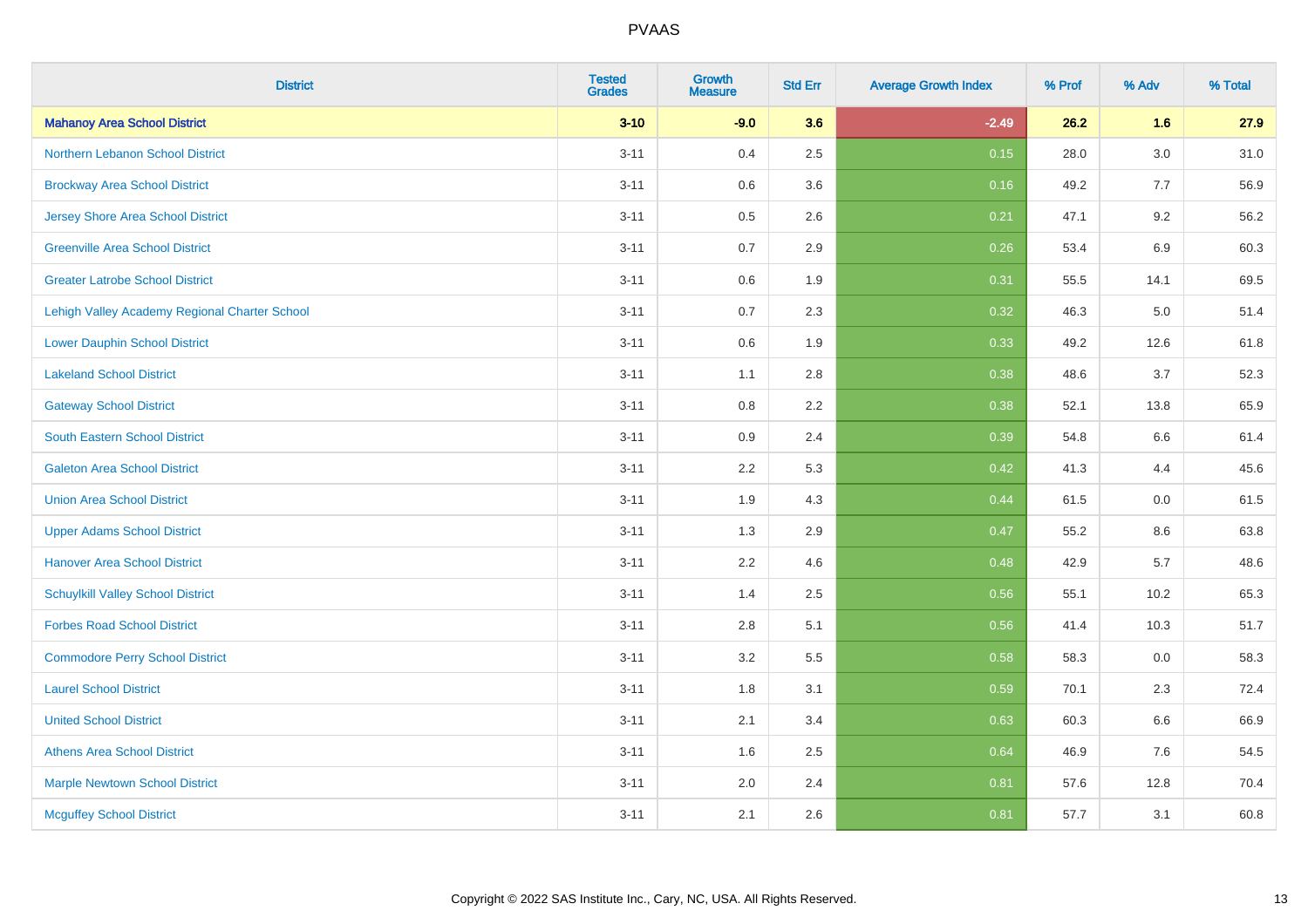| District | Tested Grades | Growth Measure | Std Err | Average Growth Index | % Prof | % Adv | % Total |
|---|---|---|---|---|---|---|---|
| **Mahanoy Area School District** | **3-10** | **-9.0** | **3.6** | **-2.49** | **26.2** | **1.6** | **27.9** |
| Northern Lebanon School District | 3-11 | 0.4 | 2.5 | 0.15 | 28.0 | 3.0 | 31.0 |
| Brockway Area School District | 3-11 | 0.6 | 3.6 | 0.16 | 49.2 | 7.7 | 56.9 |
| Jersey Shore Area School District | 3-11 | 0.5 | 2.6 | 0.21 | 47.1 | 9.2 | 56.2 |
| Greenville Area School District | 3-11 | 0.7 | 2.9 | 0.26 | 53.4 | 6.9 | 60.3 |
| Greater Latrobe School District | 3-11 | 0.6 | 1.9 | 0.31 | 55.5 | 14.1 | 69.5 |
| Lehigh Valley Academy Regional Charter School | 3-11 | 0.7 | 2.3 | 0.32 | 46.3 | 5.0 | 51.4 |
| Lower Dauphin School District | 3-11 | 0.6 | 1.9 | 0.33 | 49.2 | 12.6 | 61.8 |
| Lakeland School District | 3-11 | 1.1 | 2.8 | 0.38 | 48.6 | 3.7 | 52.3 |
| Gateway School District | 3-11 | 0.8 | 2.2 | 0.38 | 52.1 | 13.8 | 65.9 |
| South Eastern School District | 3-11 | 0.9 | 2.4 | 0.39 | 54.8 | 6.6 | 61.4 |
| Galeton Area School District | 3-11 | 2.2 | 5.3 | 0.42 | 41.3 | 4.4 | 45.6 |
| Union Area School District | 3-11 | 1.9 | 4.3 | 0.44 | 61.5 | 0.0 | 61.5 |
| Upper Adams School District | 3-11 | 1.3 | 2.9 | 0.47 | 55.2 | 8.6 | 63.8 |
| Hanover Area School District | 3-11 | 2.2 | 4.6 | 0.48 | 42.9 | 5.7 | 48.6 |
| Schuylkill Valley School District | 3-11 | 1.4 | 2.5 | 0.56 | 55.1 | 10.2 | 65.3 |
| Forbes Road School District | 3-11 | 2.8 | 5.1 | 0.56 | 41.4 | 10.3 | 51.7 |
| Commodore Perry School District | 3-11 | 3.2 | 5.5 | 0.58 | 58.3 | 0.0 | 58.3 |
| Laurel School District | 3-11 | 1.8 | 3.1 | 0.59 | 70.1 | 2.3 | 72.4 |
| United School District | 3-11 | 2.1 | 3.4 | 0.63 | 60.3 | 6.6 | 66.9 |
| Athens Area School District | 3-11 | 1.6 | 2.5 | 0.64 | 46.9 | 7.6 | 54.5 |
| Marple Newtown School District | 3-11 | 2.0 | 2.4 | 0.81 | 57.6 | 12.8 | 70.4 |
| Mcguffey School District | 3-11 | 2.1 | 2.6 | 0.81 | 57.7 | 3.1 | 60.8 |

Copyright © 2022 SAS Institute Inc., Cary, NC, USA. All Rights Reserved.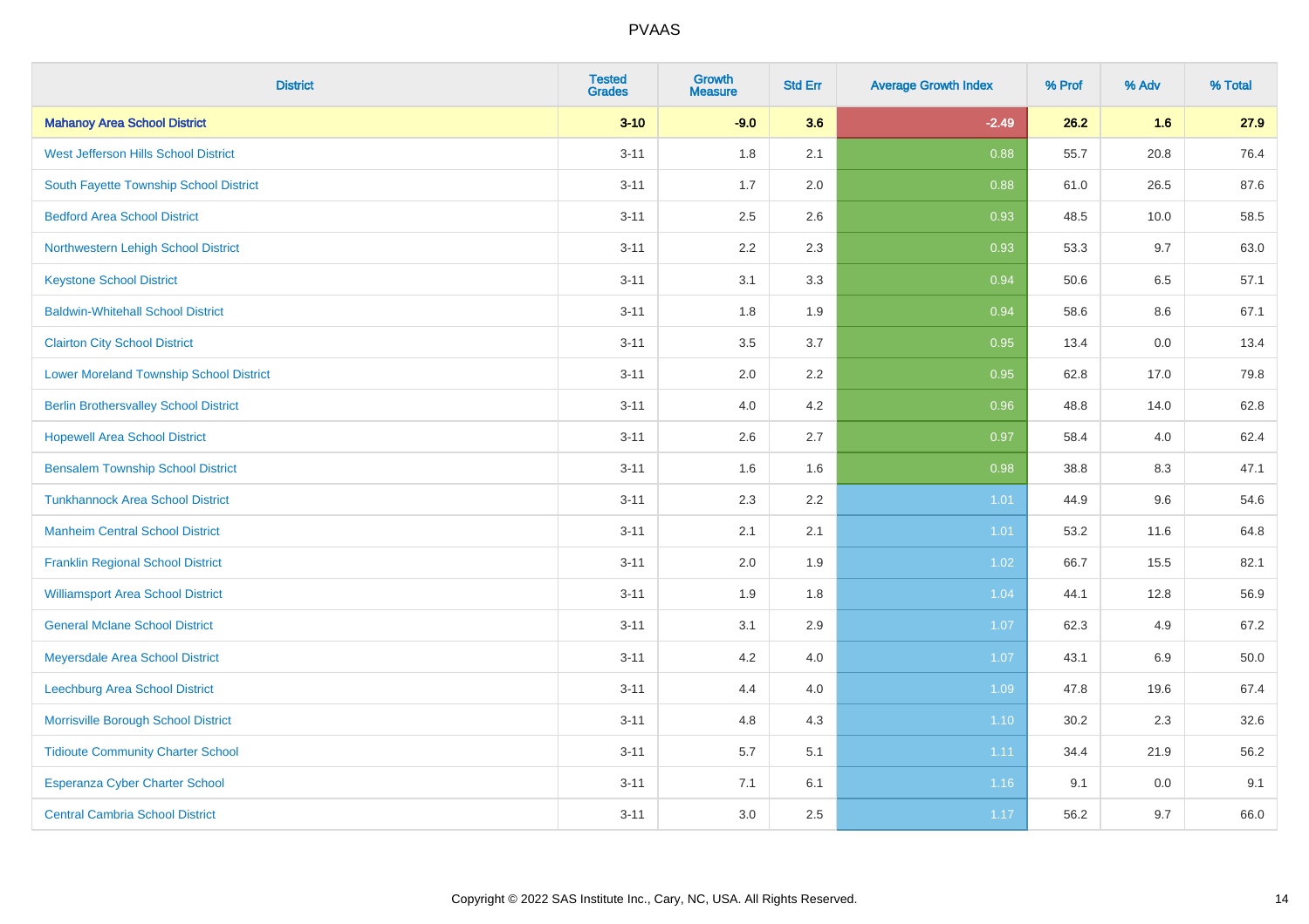# PVAAS

| District | Tested Grades | Growth Measure | Std Err | Average Growth Index | % Prof | % Adv | % Total |
|---|---|---|---|---|---|---|---|
| **Mahanoy Area School District** | **3-10** | **-9.0** | **3.6** | **-2.49** | **26.2** | **1.6** | **27.9** |
| West Jefferson Hills School District | 3-11 | 1.8 | 2.1 | 0.88 | 55.7 | 20.8 | 76.4 |
| South Fayette Township School District | 3-11 | 1.7 | 2.0 | 0.88 | 61.0 | 26.5 | 87.6 |
| Bedford Area School District | 3-11 | 2.5 | 2.6 | 0.93 | 48.5 | 10.0 | 58.5 |
| Northwestern Lehigh School District | 3-11 | 2.2 | 2.3 | 0.93 | 53.3 | 9.7 | 63.0 |
| Keystone School District | 3-11 | 3.1 | 3.3 | 0.94 | 50.6 | 6.5 | 57.1 |
| Baldwin-Whitehall School District | 3-11 | 1.8 | 1.9 | 0.94 | 58.6 | 8.6 | 67.1 |
| Clairton City School District | 3-11 | 3.5 | 3.7 | 0.95 | 13.4 | 0.0 | 13.4 |
| Lower Moreland Township School District | 3-11 | 2.0 | 2.2 | 0.95 | 62.8 | 17.0 | 79.8 |
| Berlin Brothersvalley School District | 3-11 | 4.0 | 4.2 | 0.96 | 48.8 | 14.0 | 62.8 |
| Hopewell Area School District | 3-11 | 2.6 | 2.7 | 0.97 | 58.4 | 4.0 | 62.4 |
| Bensalem Township School District | 3-11 | 1.6 | 1.6 | 0.98 | 38.8 | 8.3 | 47.1 |
| Tunkhannock Area School District | 3-11 | 2.3 | 2.2 | 1.01 | 44.9 | 9.6 | 54.6 |
| Manheim Central School District | 3-11 | 2.1 | 2.1 | 1.01 | 53.2 | 11.6 | 64.8 |
| Franklin Regional School District | 3-11 | 2.0 | 1.9 | 1.02 | 66.7 | 15.5 | 82.1 |
| Williamsport Area School District | 3-11 | 1.9 | 1.8 | 1.04 | 44.1 | 12.8 | 56.9 |
| General Mclane School District | 3-11 | 3.1 | 2.9 | 1.07 | 62.3 | 4.9 | 67.2 |
| Meyersdale Area School District | 3-11 | 4.2 | 4.0 | 1.07 | 43.1 | 6.9 | 50.0 |
| Leechburg Area School District | 3-11 | 4.4 | 4.0 | 1.09 | 47.8 | 19.6 | 67.4 |
| Morrisville Borough School District | 3-11 | 4.8 | 4.3 | 1.10 | 30.2 | 2.3 | 32.6 |
| Tidioute Community Charter School | 3-11 | 5.7 | 5.1 | 1.11 | 34.4 | 21.9 | 56.2 |
| Esperanza Cyber Charter School | 3-11 | 7.1 | 6.1 | 1.16 | 9.1 | 0.0 | 9.1 |
| Central Cambria School District | 3-11 | 3.0 | 2.5 | 1.17 | 56.2 | 9.7 | 66.0 |

Copyright © 2022 SAS Institute Inc., Cary, NC, USA. All Rights Reserved.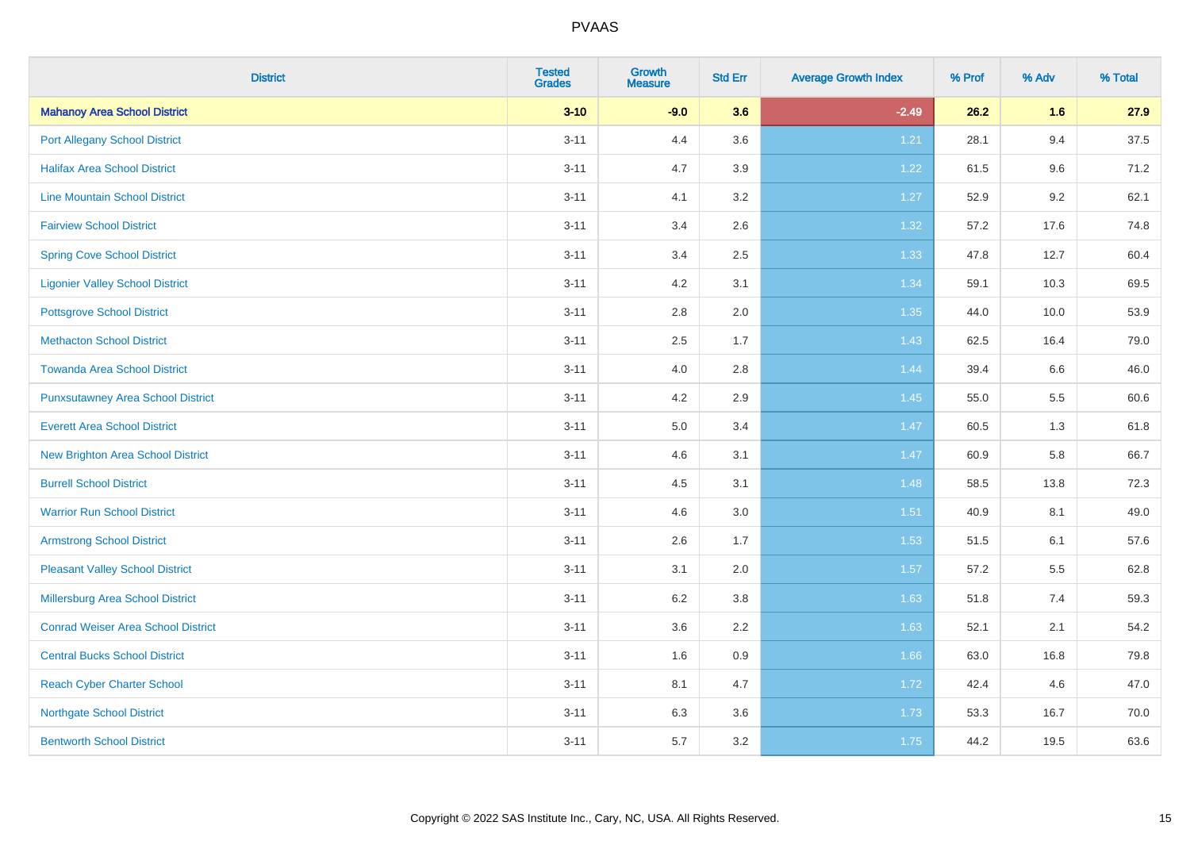| District | Tested Grades | Growth Measure | Std Err | Average Growth Index | % Prof | % Adv | % Total |
|---|---|---|---|---|---|---|---|
| **Mahanoy Area School District** | **3-10** | **-9.0** | **3.6** | **-2.49** | **26.2** | **1.6** | **27.9** |
| Port Allegany School District | 3-11 | 4.4 | 3.6 | 1.21 | 28.1 | 9.4 | 37.5 |
| Halifax Area School District | 3-11 | 4.7 | 3.9 | 1.22 | 61.5 | 9.6 | 71.2 |
| Line Mountain School District | 3-11 | 4.1 | 3.2 | 1.27 | 52.9 | 9.2 | 62.1 |
| Fairview School District | 3-11 | 3.4 | 2.6 | 1.32 | 57.2 | 17.6 | 74.8 |
| Spring Cove School District | 3-11 | 3.4 | 2.5 | 1.33 | 47.8 | 12.7 | 60.4 |
| Ligonier Valley School District | 3-11 | 4.2 | 3.1 | 1.34 | 59.1 | 10.3 | 69.5 |
| Pottsgrove School District | 3-11 | 2.8 | 2.0 | 1.35 | 44.0 | 10.0 | 53.9 |
| Methacton School District | 3-11 | 2.5 | 1.7 | 1.43 | 62.5 | 16.4 | 79.0 |
| Towanda Area School District | 3-11 | 4.0 | 2.8 | 1.44 | 39.4 | 6.6 | 46.0 |
| Punxsutawney Area School District | 3-11 | 4.2 | 2.9 | 1.45 | 55.0 | 5.5 | 60.6 |
| Everett Area School District | 3-11 | 5.0 | 3.4 | 1.47 | 60.5 | 1.3 | 61.8 |
| New Brighton Area School District | 3-11 | 4.6 | 3.1 | 1.47 | 60.9 | 5.8 | 66.7 |
| Burrell School District | 3-11 | 4.5 | 3.1 | 1.48 | 58.5 | 13.8 | 72.3 |
| Warrior Run School District | 3-11 | 4.6 | 3.0 | 1.51 | 40.9 | 8.1 | 49.0 |
| Armstrong School District | 3-11 | 2.6 | 1.7 | 1.53 | 51.5 | 6.1 | 57.6 |
| Pleasant Valley School District | 3-11 | 3.1 | 2.0 | 1.57 | 57.2 | 5.5 | 62.8 |
| Millersburg Area School District | 3-11 | 6.2 | 3.8 | 1.63 | 51.8 | 7.4 | 59.3 |
| Conrad Weiser Area School District | 3-11 | 3.6 | 2.2 | 1.63 | 52.1 | 2.1 | 54.2 |
| Central Bucks School District | 3-11 | 1.6 | 0.9 | 1.66 | 63.0 | 16.8 | 79.8 |
| Reach Cyber Charter School | 3-11 | 8.1 | 4.7 | 1.72 | 42.4 | 4.6 | 47.0 |
| Northgate School District | 3-11 | 6.3 | 3.6 | 1.73 | 53.3 | 16.7 | 70.0 |
| Bentworth School District | 3-11 | 5.7 | 3.2 | 1.75 | 44.2 | 19.5 | 63.6 |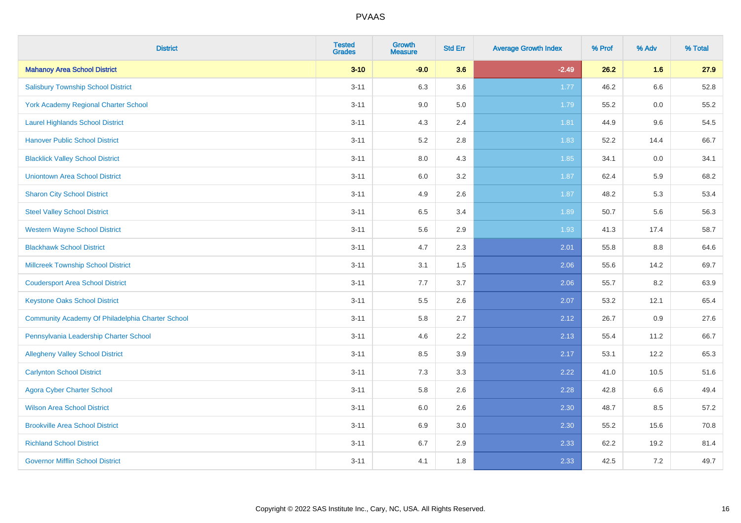| District | Tested Grades | Growth Measure | Std Err | Average Growth Index | % Prof | % Adv | % Total |
|---|---|---|---|---|---|---|---|
| **Mahanoy Area School District** | **3-10** | **-9.0** | **3.6** | **-2.49** | **26.2** | **1.6** | **27.9** |
| Salisbury Township School District | 3-11 | 6.3 | 3.6 | 1.77 | 46.2 | 6.6 | 52.8 |
| York Academy Regional Charter School | 3-11 | 9.0 | 5.0 | 1.79 | 55.2 | 0.0 | 55.2 |
| Laurel Highlands School District | 3-11 | 4.3 | 2.4 | 1.81 | 44.9 | 9.6 | 54.5 |
| Hanover Public School District | 3-11 | 5.2 | 2.8 | 1.83 | 52.2 | 14.4 | 66.7 |
| Blacklick Valley School District | 3-11 | 8.0 | 4.3 | 1.85 | 34.1 | 0.0 | 34.1 |
| Uniontown Area School District | 3-11 | 6.0 | 3.2 | 1.87 | 62.4 | 5.9 | 68.2 |
| Sharon City School District | 3-11 | 4.9 | 2.6 | 1.87 | 48.2 | 5.3 | 53.4 |
| Steel Valley School District | 3-11 | 6.5 | 3.4 | 1.89 | 50.7 | 5.6 | 56.3 |
| Western Wayne School District | 3-11 | 5.6 | 2.9 | 1.93 | 41.3 | 17.4 | 58.7 |
| Blackhawk School District | 3-11 | 4.7 | 2.3 | 2.01 | 55.8 | 8.8 | 64.6 |
| Millcreek Township School District | 3-11 | 3.1 | 1.5 | 2.06 | 55.6 | 14.2 | 69.7 |
| Coudersport Area School District | 3-11 | 7.7 | 3.7 | 2.06 | 55.7 | 8.2 | 63.9 |
| Keystone Oaks School District | 3-11 | 5.5 | 2.6 | 2.07 | 53.2 | 12.1 | 65.4 |
| Community Academy Of Philadelphia Charter School | 3-11 | 5.8 | 2.7 | 2.12 | 26.7 | 0.9 | 27.6 |
| Pennsylvania Leadership Charter School | 3-11 | 4.6 | 2.2 | 2.13 | 55.4 | 11.2 | 66.7 |
| Allegheny Valley School District | 3-11 | 8.5 | 3.9 | 2.17 | 53.1 | 12.2 | 65.3 |
| Carlynton School District | 3-11 | 7.3 | 3.3 | 2.22 | 41.0 | 10.5 | 51.6 |
| Agora Cyber Charter School | 3-11 | 5.8 | 2.6 | 2.28 | 42.8 | 6.6 | 49.4 |
| Wilson Area School District | 3-11 | 6.0 | 2.6 | 2.30 | 48.7 | 8.5 | 57.2 |
| Brookville Area School District | 3-11 | 6.9 | 3.0 | 2.30 | 55.2 | 15.6 | 70.8 |
| Richland School District | 3-11 | 6.7 | 2.9 | 2.33 | 62.2 | 19.2 | 81.4 |
| Governor Mifflin School District | 3-11 | 4.1 | 1.8 | 2.33 | 42.5 | 7.2 | 49.7 |

Copyright © 2022 SAS Institute Inc., Cary, NC, USA. All Rights Reserved.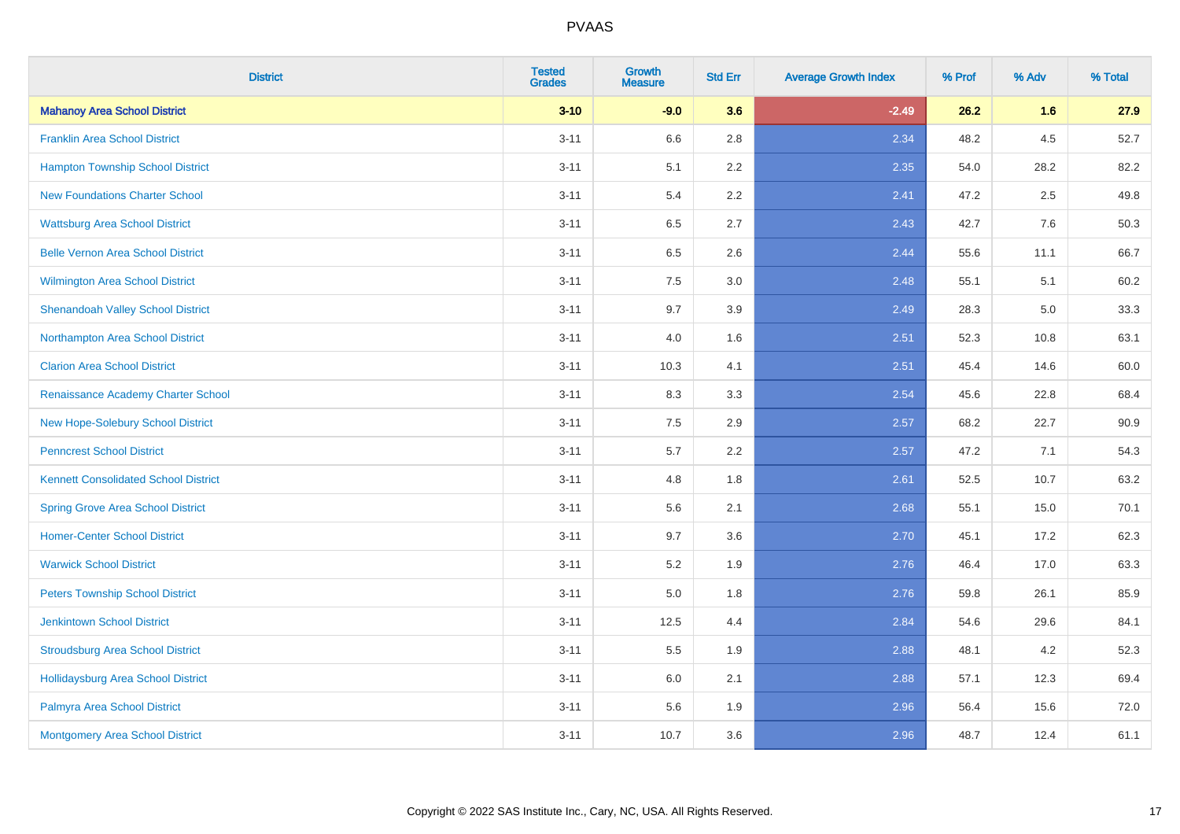| District | Tested Grades | Growth Measure | Std Err | Average Growth Index | % Prof | % Adv | % Total |
|---|---|---|---|---|---|---|---|
| **Mahanoy Area School District** | **3-10** | **-9.0** | **3.6** | **-2.49** | **26.2** | **1.6** | **27.9** |
| Franklin Area School District | 3-11 | 6.6 | 2.8 | 2.34 | 48.2 | 4.5 | 52.7 |
| Hampton Township School District | 3-11 | 5.1 | 2.2 | 2.35 | 54.0 | 28.2 | 82.2 |
| New Foundations Charter School | 3-11 | 5.4 | 2.2 | 2.41 | 47.2 | 2.5 | 49.8 |
| Wattsburg Area School District | 3-11 | 6.5 | 2.7 | 2.43 | 42.7 | 7.6 | 50.3 |
| Belle Vernon Area School District | 3-11 | 6.5 | 2.6 | 2.44 | 55.6 | 11.1 | 66.7 |
| Wilmington Area School District | 3-11 | 7.5 | 3.0 | 2.48 | 55.1 | 5.1 | 60.2 |
| Shenandoah Valley School District | 3-11 | 9.7 | 3.9 | 2.49 | 28.3 | 5.0 | 33.3 |
| Northampton Area School District | 3-11 | 4.0 | 1.6 | 2.51 | 52.3 | 10.8 | 63.1 |
| Clarion Area School District | 3-11 | 10.3 | 4.1 | 2.51 | 45.4 | 14.6 | 60.0 |
| Renaissance Academy Charter School | 3-11 | 8.3 | 3.3 | 2.54 | 45.6 | 22.8 | 68.4 |
| New Hope-Solebury School District | 3-11 | 7.5 | 2.9 | 2.57 | 68.2 | 22.7 | 90.9 |
| Penncrest School District | 3-11 | 5.7 | 2.2 | 2.57 | 47.2 | 7.1 | 54.3 |
| Kennett Consolidated School District | 3-11 | 4.8 | 1.8 | 2.61 | 52.5 | 10.7 | 63.2 |
| Spring Grove Area School District | 3-11 | 5.6 | 2.1 | 2.68 | 55.1 | 15.0 | 70.1 |
| Homer-Center School District | 3-11 | 9.7 | 3.6 | 2.70 | 45.1 | 17.2 | 62.3 |
| Warwick School District | 3-11 | 5.2 | 1.9 | 2.76 | 46.4 | 17.0 | 63.3 |
| Peters Township School District | 3-11 | 5.0 | 1.8 | 2.76 | 59.8 | 26.1 | 85.9 |
| Jenkintown School District | 3-11 | 12.5 | 4.4 | 2.84 | 54.6 | 29.6 | 84.1 |
| Stroudsburg Area School District | 3-11 | 5.5 | 1.9 | 2.88 | 48.1 | 4.2 | 52.3 |
| Hollidaysburg Area School District | 3-11 | 6.0 | 2.1 | 2.88 | 57.1 | 12.3 | 69.4 |
| Palmyra Area School District | 3-11 | 5.6 | 1.9 | 2.96 | 56.4 | 15.6 | 72.0 |
| Montgomery Area School District | 3-11 | 10.7 | 3.6 | 2.96 | 48.7 | 12.4 | 61.1 |

Copyright © 2022 SAS Institute Inc., Cary, NC, USA. All Rights Reserved.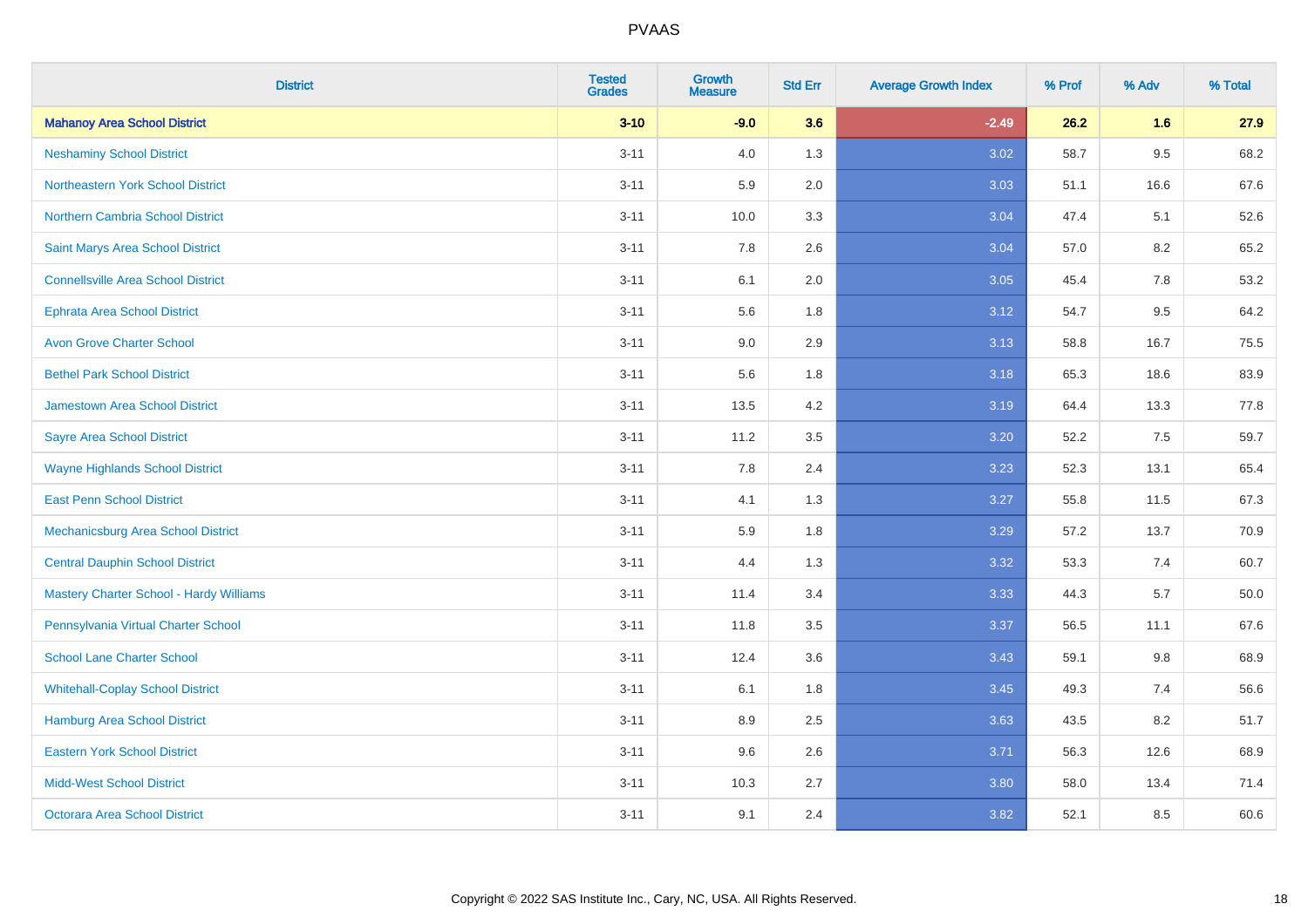| District | Tested Grades | Growth Measure | Std Err | Average Growth Index | % Prof | % Adv | % Total |
|---|---|---|---|---|---|---|---|
| **Mahanoy Area School District** | **3-10** | **-9.0** | **3.6** | **-2.49** | **26.2** | **1.6** | **27.9** |
| Neshaminy School District | 3-11 | 4.0 | 1.3 | 3.02 | 58.7 | 9.5 | 68.2 |
| Northeastern York School District | 3-11 | 5.9 | 2.0 | 3.03 | 51.1 | 16.6 | 67.6 |
| Northern Cambria School District | 3-11 | 10.0 | 3.3 | 3.04 | 47.4 | 5.1 | 52.6 |
| Saint Marys Area School District | 3-11 | 7.8 | 2.6 | 3.04 | 57.0 | 8.2 | 65.2 |
| Connellsville Area School District | 3-11 | 6.1 | 2.0 | 3.05 | 45.4 | 7.8 | 53.2 |
| Ephrata Area School District | 3-11 | 5.6 | 1.8 | 3.12 | 54.7 | 9.5 | 64.2 |
| Avon Grove Charter School | 3-11 | 9.0 | 2.9 | 3.13 | 58.8 | 16.7 | 75.5 |
| Bethel Park School District | 3-11 | 5.6 | 1.8 | 3.18 | 65.3 | 18.6 | 83.9 |
| Jamestown Area School District | 3-11 | 13.5 | 4.2 | 3.19 | 64.4 | 13.3 | 77.8 |
| Sayre Area School District | 3-11 | 11.2 | 3.5 | 3.20 | 52.2 | 7.5 | 59.7 |
| Wayne Highlands School District | 3-11 | 7.8 | 2.4 | 3.23 | 52.3 | 13.1 | 65.4 |
| East Penn School District | 3-11 | 4.1 | 1.3 | 3.27 | 55.8 | 11.5 | 67.3 |
| Mechanicsburg Area School District | 3-11 | 5.9 | 1.8 | 3.29 | 57.2 | 13.7 | 70.9 |
| Central Dauphin School District | 3-11 | 4.4 | 1.3 | 3.32 | 53.3 | 7.4 | 60.7 |
| Mastery Charter School - Hardy Williams | 3-11 | 11.4 | 3.4 | 3.33 | 44.3 | 5.7 | 50.0 |
| Pennsylvania Virtual Charter School | 3-11 | 11.8 | 3.5 | 3.37 | 56.5 | 11.1 | 67.6 |
| School Lane Charter School | 3-11 | 12.4 | 3.6 | 3.43 | 59.1 | 9.8 | 68.9 |
| Whitehall-Coplay School District | 3-11 | 6.1 | 1.8 | 3.45 | 49.3 | 7.4 | 56.6 |
| Hamburg Area School District | 3-11 | 8.9 | 2.5 | 3.63 | 43.5 | 8.2 | 51.7 |
| Eastern York School District | 3-11 | 9.6 | 2.6 | 3.71 | 56.3 | 12.6 | 68.9 |
| Midd-West School District | 3-11 | 10.3 | 2.7 | 3.80 | 58.0 | 13.4 | 71.4 |
| Octorara Area School District | 3-11 | 9.1 | 2.4 | 3.82 | 52.1 | 8.5 | 60.6 |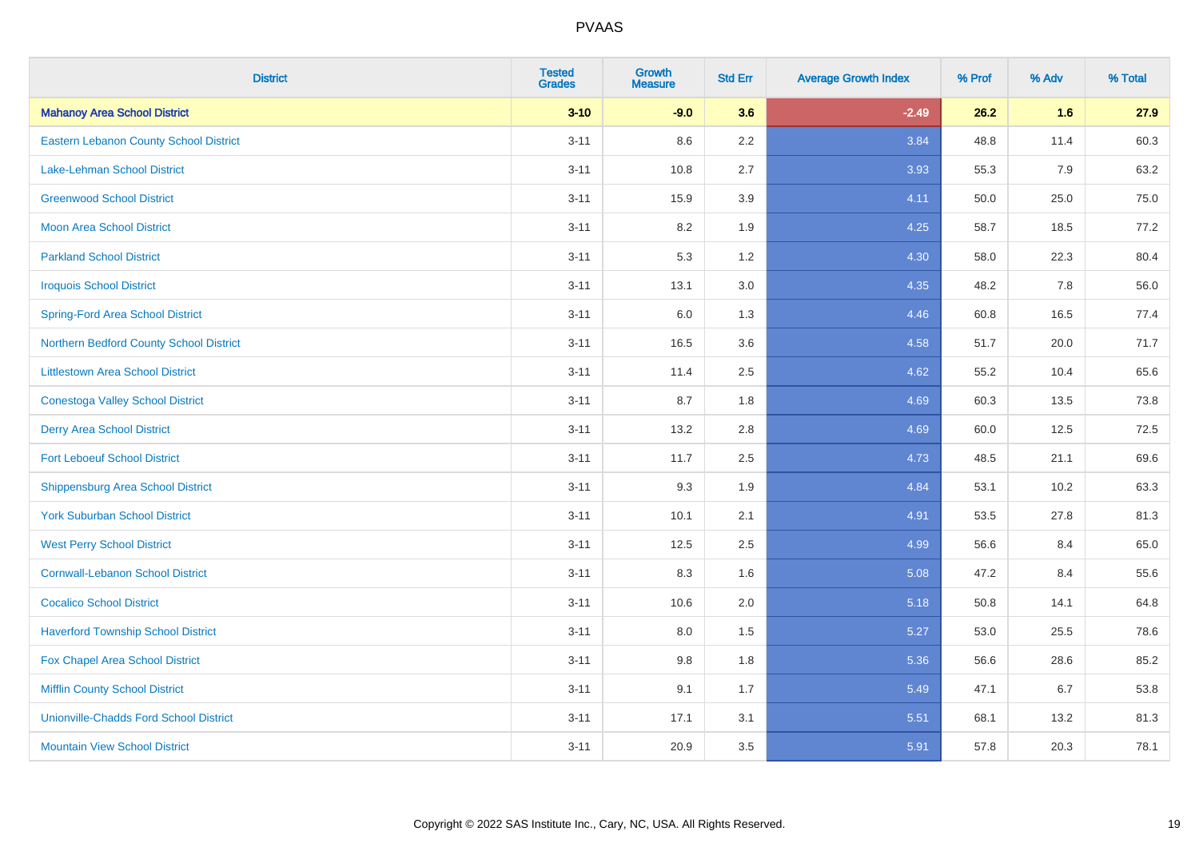# PVAAS

| District | Tested Grades | Growth Measure | Std Err | Average Growth Index | % Prof | % Adv | % Total |
|---|---|---|---|---|---|---|---|
| **Mahanoy Area School District** | **3-10** | **-9.0** | **3.6** | **-2.49** | **26.2** | **1.6** | **27.9** |
| Eastern Lebanon County School District | 3-11 | 8.6 | 2.2 | 3.84 | 48.8 | 11.4 | 60.3 |
| Lake-Lehman School District | 3-11 | 10.8 | 2.7 | 3.93 | 55.3 | 7.9 | 63.2 |
| Greenwood School District | 3-11 | 15.9 | 3.9 | 4.11 | 50.0 | 25.0 | 75.0 |
| Moon Area School District | 3-11 | 8.2 | 1.9 | 4.25 | 58.7 | 18.5 | 77.2 |
| Parkland School District | 3-11 | 5.3 | 1.2 | 4.30 | 58.0 | 22.3 | 80.4 |
| Iroquois School District | 3-11 | 13.1 | 3.0 | 4.35 | 48.2 | 7.8 | 56.0 |
| Spring-Ford Area School District | 3-11 | 6.0 | 1.3 | 4.46 | 60.8 | 16.5 | 77.4 |
| Northern Bedford County School District | 3-11 | 16.5 | 3.6 | 4.58 | 51.7 | 20.0 | 71.7 |
| Littlestown Area School District | 3-11 | 11.4 | 2.5 | 4.62 | 55.2 | 10.4 | 65.6 |
| Conestoga Valley School District | 3-11 | 8.7 | 1.8 | 4.69 | 60.3 | 13.5 | 73.8 |
| Derry Area School District | 3-11 | 13.2 | 2.8 | 4.69 | 60.0 | 12.5 | 72.5 |
| Fort Leboeuf School District | 3-11 | 11.7 | 2.5 | 4.73 | 48.5 | 21.1 | 69.6 |
| Shippensburg Area School District | 3-11 | 9.3 | 1.9 | 4.84 | 53.1 | 10.2 | 63.3 |
| York Suburban School District | 3-11 | 10.1 | 2.1 | 4.91 | 53.5 | 27.8 | 81.3 |
| West Perry School District | 3-11 | 12.5 | 2.5 | 4.99 | 56.6 | 8.4 | 65.0 |
| Cornwall-Lebanon School District | 3-11 | 8.3 | 1.6 | 5.08 | 47.2 | 8.4 | 55.6 |
| Cocalico School District | 3-11 | 10.6 | 2.0 | 5.18 | 50.8 | 14.1 | 64.8 |
| Haverford Township School District | 3-11 | 8.0 | 1.5 | 5.27 | 53.0 | 25.5 | 78.6 |
| Fox Chapel Area School District | 3-11 | 9.8 | 1.8 | 5.36 | 56.6 | 28.6 | 85.2 |
| Mifflin County School District | 3-11 | 9.1 | 1.7 | 5.49 | 47.1 | 6.7 | 53.8 |
| Unionville-Chadds Ford School District | 3-11 | 17.1 | 3.1 | 5.51 | 68.1 | 13.2 | 81.3 |
| Mountain View School District | 3-11 | 20.9 | 3.5 | 5.91 | 57.8 | 20.3 | 78.1 |

Copyright © 2022 SAS Institute Inc., Cary, NC, USA. All Rights Reserved.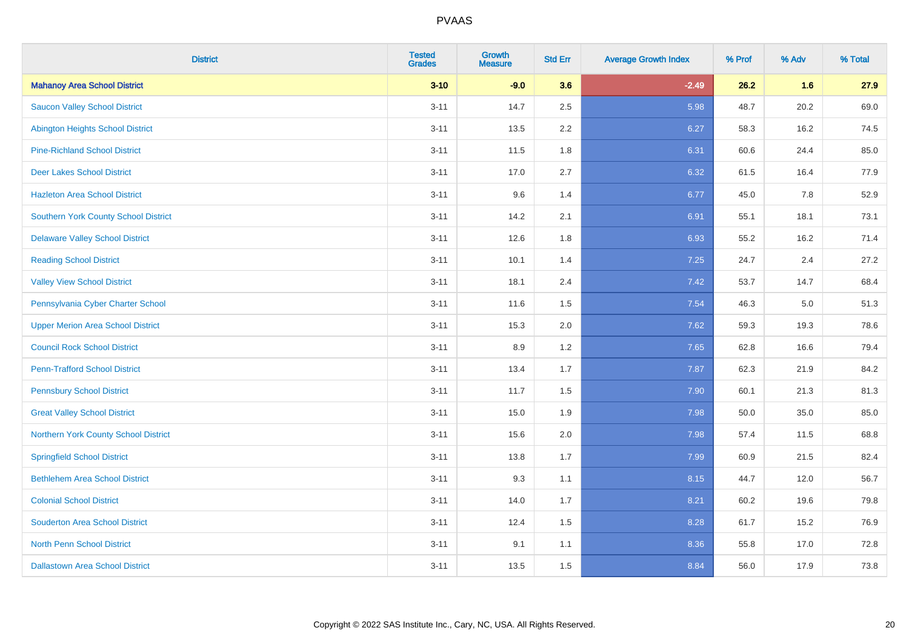| District | Tested Grades | Growth Measure | Std Err | Average Growth Index | % Prof | % Adv | % Total |
|---|---|---|---|---|---|---|---|
| **Mahanoy Area School District** | **3-10** | **-9.0** | **3.6** | **-2.49** | **26.2** | **1.6** | **27.9** |
| Saucon Valley School District | 3-11 | 14.7 | 2.5 | 5.98 | 48.7 | 20.2 | 69.0 |
| Abington Heights School District | 3-11 | 13.5 | 2.2 | 6.27 | 58.3 | 16.2 | 74.5 |
| Pine-Richland School District | 3-11 | 11.5 | 1.8 | 6.31 | 60.6 | 24.4 | 85.0 |
| Deer Lakes School District | 3-11 | 17.0 | 2.7 | 6.32 | 61.5 | 16.4 | 77.9 |
| Hazleton Area School District | 3-11 | 9.6 | 1.4 | 6.77 | 45.0 | 7.8 | 52.9 |
| Southern York County School District | 3-11 | 14.2 | 2.1 | 6.91 | 55.1 | 18.1 | 73.1 |
| Delaware Valley School District | 3-11 | 12.6 | 1.8 | 6.93 | 55.2 | 16.2 | 71.4 |
| Reading School District | 3-11 | 10.1 | 1.4 | 7.25 | 24.7 | 2.4 | 27.2 |
| Valley View School District | 3-11 | 18.1 | 2.4 | 7.42 | 53.7 | 14.7 | 68.4 |
| Pennsylvania Cyber Charter School | 3-11 | 11.6 | 1.5 | 7.54 | 46.3 | 5.0 | 51.3 |
| Upper Merion Area School District | 3-11 | 15.3 | 2.0 | 7.62 | 59.3 | 19.3 | 78.6 |
| Council Rock School District | 3-11 | 8.9 | 1.2 | 7.65 | 62.8 | 16.6 | 79.4 |
| Penn-Trafford School District | 3-11 | 13.4 | 1.7 | 7.87 | 62.3 | 21.9 | 84.2 |
| Pennsbury School District | 3-11 | 11.7 | 1.5 | 7.90 | 60.1 | 21.3 | 81.3 |
| Great Valley School District | 3-11 | 15.0 | 1.9 | 7.98 | 50.0 | 35.0 | 85.0 |
| Northern York County School District | 3-11 | 15.6 | 2.0 | 7.98 | 57.4 | 11.5 | 68.8 |
| Springfield School District | 3-11 | 13.8 | 1.7 | 7.99 | 60.9 | 21.5 | 82.4 |
| Bethlehem Area School District | 3-11 | 9.3 | 1.1 | 8.15 | 44.7 | 12.0 | 56.7 |
| Colonial School District | 3-11 | 14.0 | 1.7 | 8.21 | 60.2 | 19.6 | 79.8 |
| Souderton Area School District | 3-11 | 12.4 | 1.5 | 8.28 | 61.7 | 15.2 | 76.9 |
| North Penn School District | 3-11 | 9.1 | 1.1 | 8.36 | 55.8 | 17.0 | 72.8 |
| Dallastown Area School District | 3-11 | 13.5 | 1.5 | 8.84 | 56.0 | 17.9 | 73.8 |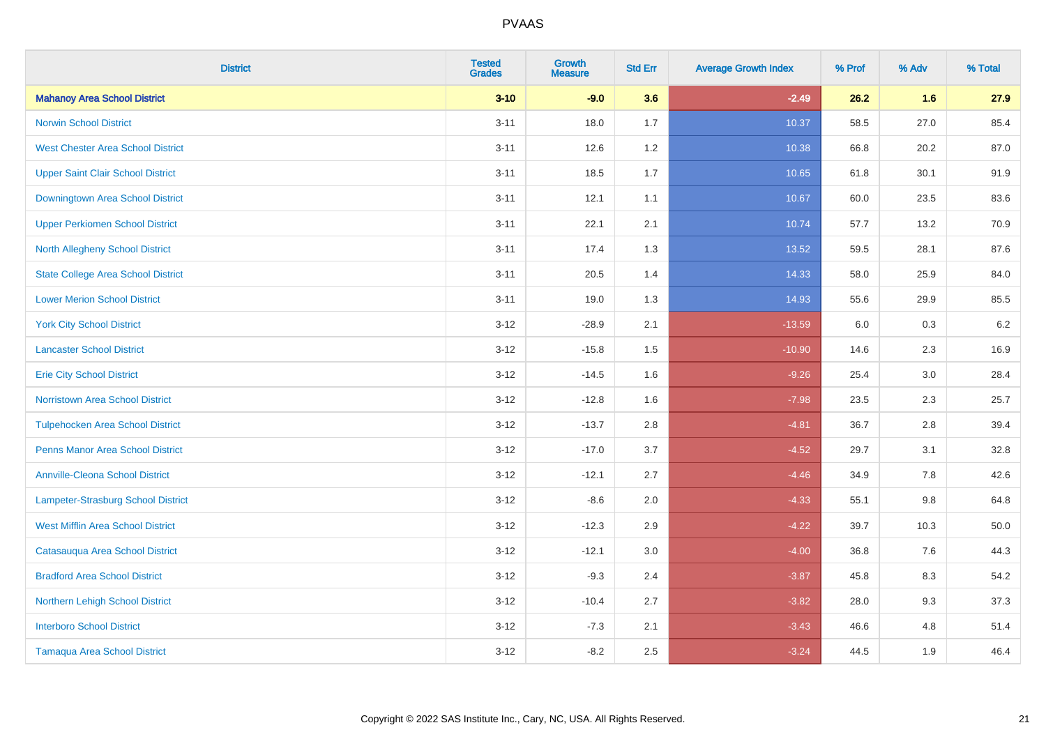# PVAAS

| District | Tested Grades | Growth Measure | Std Err | Average Growth Index | % Prof | % Adv | % Total |
|---|---|---|---|---|---|---|---|
| **Mahanoy Area School District** | **3-10** | **-9.0** | **3.6** | **-2.49** | **26.2** | **1.6** | **27.9** |
| Norwin School District | 3-11 | 18.0 | 1.7 | 10.37 | 58.5 | 27.0 | 85.4 |
| West Chester Area School District | 3-11 | 12.6 | 1.2 | 10.38 | 66.8 | 20.2 | 87.0 |
| Upper Saint Clair School District | 3-11 | 18.5 | 1.7 | 10.65 | 61.8 | 30.1 | 91.9 |
| Downingtown Area School District | 3-11 | 12.1 | 1.1 | 10.67 | 60.0 | 23.5 | 83.6 |
| Upper Perkiomen School District | 3-11 | 22.1 | 2.1 | 10.74 | 57.7 | 13.2 | 70.9 |
| North Allegheny School District | 3-11 | 17.4 | 1.3 | 13.52 | 59.5 | 28.1 | 87.6 |
| State College Area School District | 3-11 | 20.5 | 1.4 | 14.33 | 58.0 | 25.9 | 84.0 |
| Lower Merion School District | 3-11 | 19.0 | 1.3 | 14.93 | 55.6 | 29.9 | 85.5 |
| York City School District | 3-12 | -28.9 | 2.1 | -13.59 | 6.0 | 0.3 | 6.2 |
| Lancaster School District | 3-12 | -15.8 | 1.5 | -10.90 | 14.6 | 2.3 | 16.9 |
| Erie City School District | 3-12 | -14.5 | 1.6 | -9.26 | 25.4 | 3.0 | 28.4 |
| Norristown Area School District | 3-12 | -12.8 | 1.6 | -7.98 | 23.5 | 2.3 | 25.7 |
| Tulpehocken Area School District | 3-12 | -13.7 | 2.8 | -4.81 | 36.7 | 2.8 | 39.4 |
| Penns Manor Area School District | 3-12 | -17.0 | 3.7 | -4.52 | 29.7 | 3.1 | 32.8 |
| Annville-Cleona School District | 3-12 | -12.1 | 2.7 | -4.46 | 34.9 | 7.8 | 42.6 |
| Lampeter-Strasburg School District | 3-12 | -8.6 | 2.0 | -4.33 | 55.1 | 9.8 | 64.8 |
| West Mifflin Area School District | 3-12 | -12.3 | 2.9 | -4.22 | 39.7 | 10.3 | 50.0 |
| Catasauqua Area School District | 3-12 | -12.1 | 3.0 | -4.00 | 36.8 | 7.6 | 44.3 |
| Bradford Area School District | 3-12 | -9.3 | 2.4 | -3.87 | 45.8 | 8.3 | 54.2 |
| Northern Lehigh School District | 3-12 | -10.4 | 2.7 | -3.82 | 28.0 | 9.3 | 37.3 |
| Interboro School District | 3-12 | -7.3 | 2.1 | -3.43 | 46.6 | 4.8 | 51.4 |
| Tamaqua Area School District | 3-12 | -8.2 | 2.5 | -3.24 | 44.5 | 1.9 | 46.4 |

Copyright © 2022 SAS Institute Inc., Cary, NC, USA. All Rights Reserved.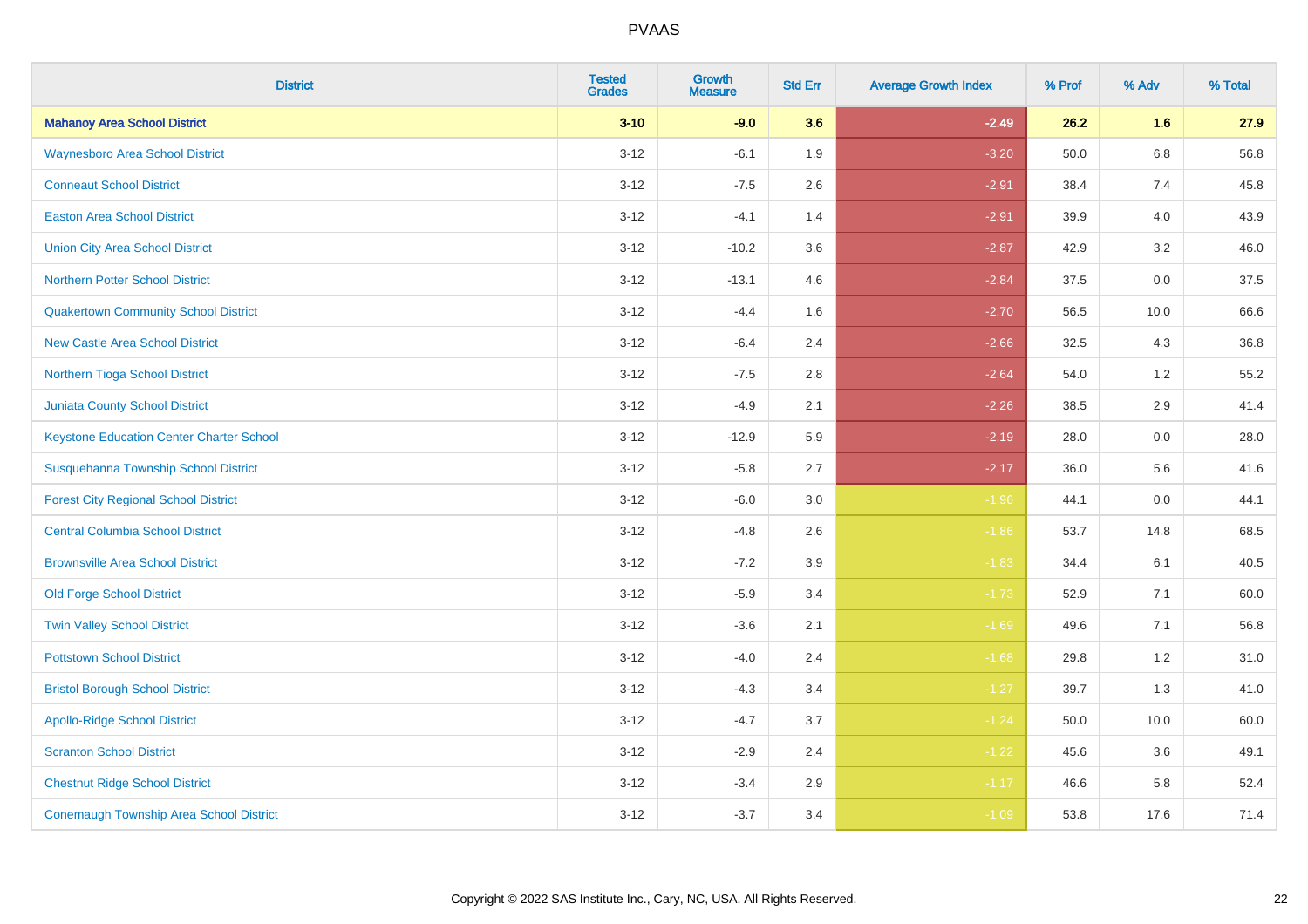# PVAAS

| District | Tested Grades | Growth Measure | Std Err | Average Growth Index | % Prof | % Adv | % Total |
|---|---|---|---|---|---|---|---|
| **Mahanoy Area School District** | **3-10** | **-9.0** | **3.6** | **-2.49** | **26.2** | **1.6** | **27.9** |
| Waynesboro Area School District | 3-12 | -6.1 | 1.9 | -3.20 | 50.0 | 6.8 | 56.8 |
| Conneaut School District | 3-12 | -7.5 | 2.6 | -2.91 | 38.4 | 7.4 | 45.8 |
| Easton Area School District | 3-12 | -4.1 | 1.4 | -2.91 | 39.9 | 4.0 | 43.9 |
| Union City Area School District | 3-12 | -10.2 | 3.6 | -2.87 | 42.9 | 3.2 | 46.0 |
| Northern Potter School District | 3-12 | -13.1 | 4.6 | -2.84 | 37.5 | 0.0 | 37.5 |
| Quakertown Community School District | 3-12 | -4.4 | 1.6 | -2.70 | 56.5 | 10.0 | 66.6 |
| New Castle Area School District | 3-12 | -6.4 | 2.4 | -2.66 | 32.5 | 4.3 | 36.8 |
| Northern Tioga School District | 3-12 | -7.5 | 2.8 | -2.64 | 54.0 | 1.2 | 55.2 |
| Juniata County School District | 3-12 | -4.9 | 2.1 | -2.26 | 38.5 | 2.9 | 41.4 |
| Keystone Education Center Charter School | 3-12 | -12.9 | 5.9 | -2.19 | 28.0 | 0.0 | 28.0 |
| Susquehanna Township School District | 3-12 | -5.8 | 2.7 | -2.17 | 36.0 | 5.6 | 41.6 |
| Forest City Regional School District | 3-12 | -6.0 | 3.0 | -1.96 | 44.1 | 0.0 | 44.1 |
| Central Columbia School District | 3-12 | -4.8 | 2.6 | -1.86 | 53.7 | 14.8 | 68.5 |
| Brownsville Area School District | 3-12 | -7.2 | 3.9 | -1.83 | 34.4 | 6.1 | 40.5 |
| Old Forge School District | 3-12 | -5.9 | 3.4 | -1.73 | 52.9 | 7.1 | 60.0 |
| Twin Valley School District | 3-12 | -3.6 | 2.1 | -1.69 | 49.6 | 7.1 | 56.8 |
| Pottstown School District | 3-12 | -4.0 | 2.4 | -1.68 | 29.8 | 1.2 | 31.0 |
| Bristol Borough School District | 3-12 | -4.3 | 3.4 | -1.27 | 39.7 | 1.3 | 41.0 |
| Apollo-Ridge School District | 3-12 | -4.7 | 3.7 | -1.24 | 50.0 | 10.0 | 60.0 |
| Scranton School District | 3-12 | -2.9 | 2.4 | -1.22 | 45.6 | 3.6 | 49.1 |
| Chestnut Ridge School District | 3-12 | -3.4 | 2.9 | -1.17 | 46.6 | 5.8 | 52.4 |
| Conemaugh Township Area School District | 3-12 | -3.7 | 3.4 | -1.09 | 53.8 | 17.6 | 71.4 |

Copyright © 2022 SAS Institute Inc., Cary, NC, USA. All Rights Reserved.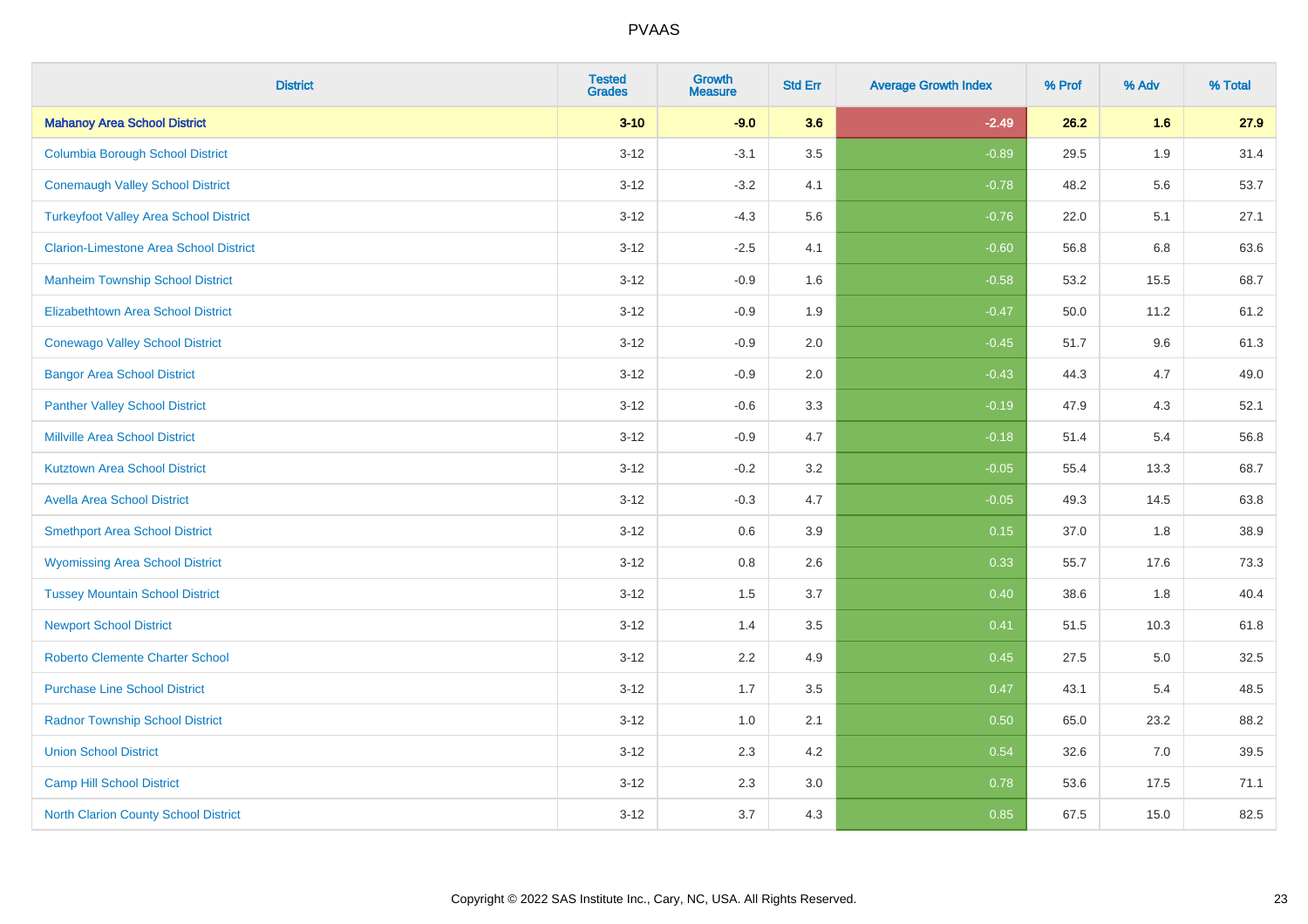# PVAAS

| District | Tested Grades | Growth Measure | Std Err | Average Growth Index | % Prof | % Adv | % Total |
|---|---|---|---|---|---|---|---|
| **Mahanoy Area School District** | **3-10** | **-9.0** | **3.6** | **-2.49** | **26.2** | **1.6** | **27.9** |
| Columbia Borough School District | 3-12 | -3.1 | 3.5 | -0.89 | 29.5 | 1.9 | 31.4 |
| Conemaugh Valley School District | 3-12 | -3.2 | 4.1 | -0.78 | 48.2 | 5.6 | 53.7 |
| Turkeyfoot Valley Area School District | 3-12 | -4.3 | 5.6 | -0.76 | 22.0 | 5.1 | 27.1 |
| Clarion-Limestone Area School District | 3-12 | -2.5 | 4.1 | -0.60 | 56.8 | 6.8 | 63.6 |
| Manheim Township School District | 3-12 | -0.9 | 1.6 | -0.58 | 53.2 | 15.5 | 68.7 |
| Elizabethtown Area School District | 3-12 | -0.9 | 1.9 | -0.47 | 50.0 | 11.2 | 61.2 |
| Conewago Valley School District | 3-12 | -0.9 | 2.0 | -0.45 | 51.7 | 9.6 | 61.3 |
| Bangor Area School District | 3-12 | -0.9 | 2.0 | -0.43 | 44.3 | 4.7 | 49.0 |
| Panther Valley School District | 3-12 | -0.6 | 3.3 | -0.19 | 47.9 | 4.3 | 52.1 |
| Millville Area School District | 3-12 | -0.9 | 4.7 | -0.18 | 51.4 | 5.4 | 56.8 |
| Kutztown Area School District | 3-12 | -0.2 | 3.2 | -0.05 | 55.4 | 13.3 | 68.7 |
| Avella Area School District | 3-12 | -0.3 | 4.7 | -0.05 | 49.3 | 14.5 | 63.8 |
| Smethport Area School District | 3-12 | 0.6 | 3.9 | 0.15 | 37.0 | 1.8 | 38.9 |
| Wyomissing Area School District | 3-12 | 0.8 | 2.6 | 0.33 | 55.7 | 17.6 | 73.3 |
| Tussey Mountain School District | 3-12 | 1.5 | 3.7 | 0.40 | 38.6 | 1.8 | 40.4 |
| Newport School District | 3-12 | 1.4 | 3.5 | 0.41 | 51.5 | 10.3 | 61.8 |
| Roberto Clemente Charter School | 3-12 | 2.2 | 4.9 | 0.45 | 27.5 | 5.0 | 32.5 |
| Purchase Line School District | 3-12 | 1.7 | 3.5 | 0.47 | 43.1 | 5.4 | 48.5 |
| Radnor Township School District | 3-12 | 1.0 | 2.1 | 0.50 | 65.0 | 23.2 | 88.2 |
| Union School District | 3-12 | 2.3 | 4.2 | 0.54 | 32.6 | 7.0 | 39.5 |
| Camp Hill School District | 3-12 | 2.3 | 3.0 | 0.78 | 53.6 | 17.5 | 71.1 |
| North Clarion County School District | 3-12 | 3.7 | 4.3 | 0.85 | 67.5 | 15.0 | 82.5 |

Copyright © 2022 SAS Institute Inc., Cary, NC, USA. All Rights Reserved.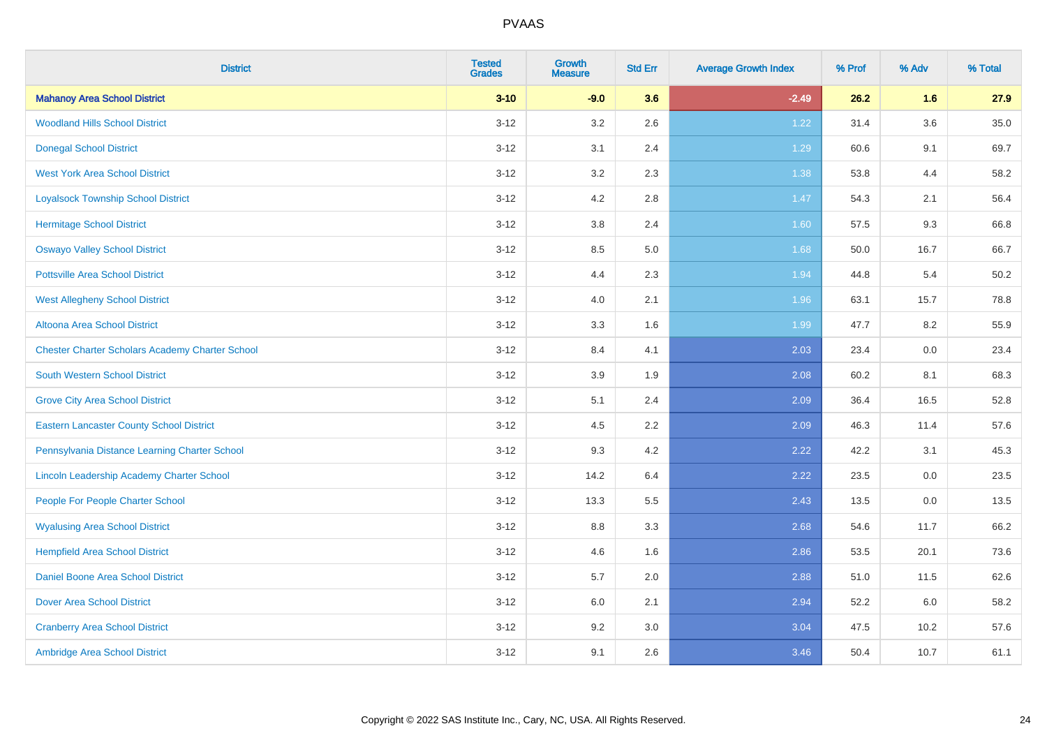# PVAAS

| District | Tested Grades | Growth Measure | Std Err | Average Growth Index | % Prof | % Adv | % Total |
|---|---|---|---|---|---|---|---|
| **Mahanoy Area School District** | **3-10** | **-9.0** | **3.6** | **-2.49** | **26.2** | **1.6** | **27.9** |
| Woodland Hills School District | 3-12 | 3.2 | 2.6 | 1.22 | 31.4 | 3.6 | 35.0 |
| Donegal School District | 3-12 | 3.1 | 2.4 | 1.29 | 60.6 | 9.1 | 69.7 |
| West York Area School District | 3-12 | 3.2 | 2.3 | 1.38 | 53.8 | 4.4 | 58.2 |
| Loyalsock Township School District | 3-12 | 4.2 | 2.8 | 1.47 | 54.3 | 2.1 | 56.4 |
| Hermitage School District | 3-12 | 3.8 | 2.4 | 1.60 | 57.5 | 9.3 | 66.8 |
| Oswayo Valley School District | 3-12 | 8.5 | 5.0 | 1.68 | 50.0 | 16.7 | 66.7 |
| Pottsville Area School District | 3-12 | 4.4 | 2.3 | 1.94 | 44.8 | 5.4 | 50.2 |
| West Allegheny School District | 3-12 | 4.0 | 2.1 | 1.96 | 63.1 | 15.7 | 78.8 |
| Altoona Area School District | 3-12 | 3.3 | 1.6 | 1.99 | 47.7 | 8.2 | 55.9 |
| Chester Charter Scholars Academy Charter School | 3-12 | 8.4 | 4.1 | 2.03 | 23.4 | 0.0 | 23.4 |
| South Western School District | 3-12 | 3.9 | 1.9 | 2.08 | 60.2 | 8.1 | 68.3 |
| Grove City Area School District | 3-12 | 5.1 | 2.4 | 2.09 | 36.4 | 16.5 | 52.8 |
| Eastern Lancaster County School District | 3-12 | 4.5 | 2.2 | 2.09 | 46.3 | 11.4 | 57.6 |
| Pennsylvania Distance Learning Charter School | 3-12 | 9.3 | 4.2 | 2.22 | 42.2 | 3.1 | 45.3 |
| Lincoln Leadership Academy Charter School | 3-12 | 14.2 | 6.4 | 2.22 | 23.5 | 0.0 | 23.5 |
| People For People Charter School | 3-12 | 13.3 | 5.5 | 2.43 | 13.5 | 0.0 | 13.5 |
| Wyalusing Area School District | 3-12 | 8.8 | 3.3 | 2.68 | 54.6 | 11.7 | 66.2 |
| Hempfield Area School District | 3-12 | 4.6 | 1.6 | 2.86 | 53.5 | 20.1 | 73.6 |
| Daniel Boone Area School District | 3-12 | 5.7 | 2.0 | 2.88 | 51.0 | 11.5 | 62.6 |
| Dover Area School District | 3-12 | 6.0 | 2.1 | 2.94 | 52.2 | 6.0 | 58.2 |
| Cranberry Area School District | 3-12 | 9.2 | 3.0 | 3.04 | 47.5 | 10.2 | 57.6 |
| Ambridge Area School District | 3-12 | 9.1 | 2.6 | 3.46 | 50.4 | 10.7 | 61.1 |

Copyright © 2022 SAS Institute Inc., Cary, NC, USA. All Rights Reserved.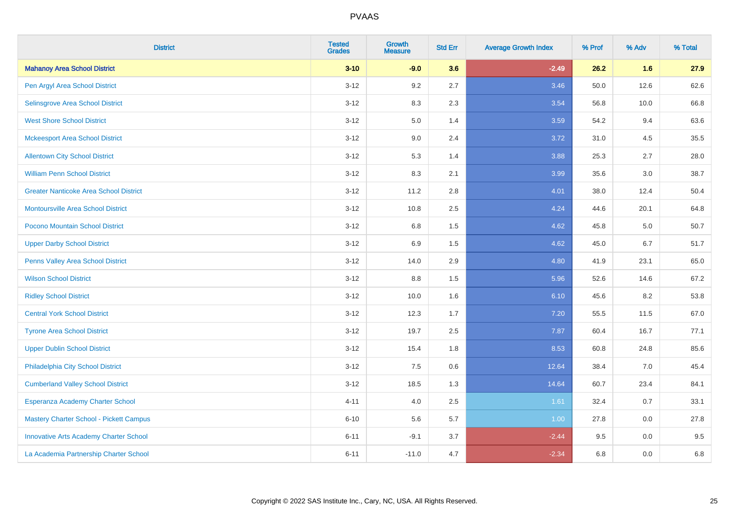# PVAAS

| District | Tested Grades | Growth Measure | Std Err | Average Growth Index | % Prof | % Adv | % Total |
|---|---|---|---|---|---|---|---|
| **Mahanoy Area School District** | **3-10** | **-9.0** | **3.6** | **-2.49** | **26.2** | **1.6** | **27.9** |
| Pen Argyl Area School District | 3-12 | 9.2 | 2.7 | 3.46 | 50.0 | 12.6 | 62.6 |
| Selinsgrove Area School District | 3-12 | 8.3 | 2.3 | 3.54 | 56.8 | 10.0 | 66.8 |
| West Shore School District | 3-12 | 5.0 | 1.4 | 3.59 | 54.2 | 9.4 | 63.6 |
| Mckeesport Area School District | 3-12 | 9.0 | 2.4 | 3.72 | 31.0 | 4.5 | 35.5 |
| Allentown City School District | 3-12 | 5.3 | 1.4 | 3.88 | 25.3 | 2.7 | 28.0 |
| William Penn School District | 3-12 | 8.3 | 2.1 | 3.99 | 35.6 | 3.0 | 38.7 |
| Greater Nanticoke Area School District | 3-12 | 11.2 | 2.8 | 4.01 | 38.0 | 12.4 | 50.4 |
| Montoursville Area School District | 3-12 | 10.8 | 2.5 | 4.24 | 44.6 | 20.1 | 64.8 |
| Pocono Mountain School District | 3-12 | 6.8 | 1.5 | 4.62 | 45.8 | 5.0 | 50.7 |
| Upper Darby School District | 3-12 | 6.9 | 1.5 | 4.62 | 45.0 | 6.7 | 51.7 |
| Penns Valley Area School District | 3-12 | 14.0 | 2.9 | 4.80 | 41.9 | 23.1 | 65.0 |
| Wilson School District | 3-12 | 8.8 | 1.5 | 5.96 | 52.6 | 14.6 | 67.2 |
| Ridley School District | 3-12 | 10.0 | 1.6 | 6.10 | 45.6 | 8.2 | 53.8 |
| Central York School District | 3-12 | 12.3 | 1.7 | 7.20 | 55.5 | 11.5 | 67.0 |
| Tyrone Area School District | 3-12 | 19.7 | 2.5 | 7.87 | 60.4 | 16.7 | 77.1 |
| Upper Dublin School District | 3-12 | 15.4 | 1.8 | 8.53 | 60.8 | 24.8 | 85.6 |
| Philadelphia City School District | 3-12 | 7.5 | 0.6 | 12.64 | 38.4 | 7.0 | 45.4 |
| Cumberland Valley School District | 3-12 | 18.5 | 1.3 | 14.64 | 60.7 | 23.4 | 84.1 |
| Esperanza Academy Charter School | 4-11 | 4.0 | 2.5 | 1.61 | 32.4 | 0.7 | 33.1 |
| Mastery Charter School - Pickett Campus | 6-10 | 5.6 | 5.7 | 1.00 | 27.8 | 0.0 | 27.8 |
| Innovative Arts Academy Charter School | 6-11 | -9.1 | 3.7 | -2.44 | 9.5 | 0.0 | 9.5 |
| La Academia Partnership Charter School | 6-11 | -11.0 | 4.7 | -2.34 | 6.8 | 0.0 | 6.8 |

Copyright © 2022 SAS Institute Inc., Cary, NC, USA. All Rights Reserved.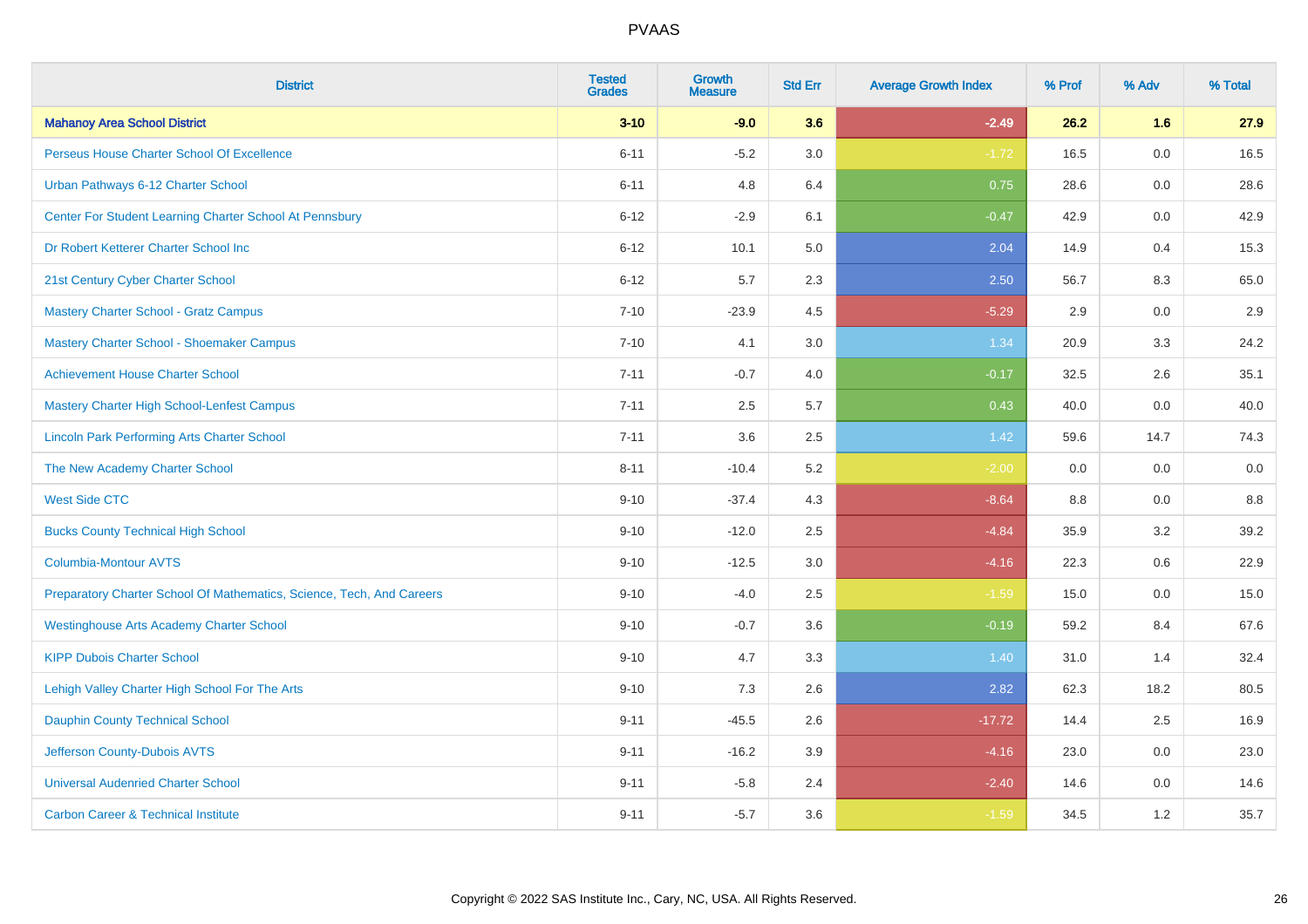| District | Tested Grades | Growth Measure | Std Err | Average Growth Index | % Prof | % Adv | % Total |
|---|---|---|---|---|---|---|---|
| **Mahanoy Area School District** | **3-10** | **-9.0** | **3.6** | **-2.49** | **26.2** | **1.6** | **27.9** |
| Perseus House Charter School Of Excellence | 6-11 | -5.2 | 3.0 | -1.72 | 16.5 | 0.0 | 16.5 |
| Urban Pathways 6-12 Charter School | 6-11 | 4.8 | 6.4 | 0.75 | 28.6 | 0.0 | 28.6 |
| Center For Student Learning Charter School At Pennsbury | 6-12 | -2.9 | 6.1 | -0.47 | 42.9 | 0.0 | 42.9 |
| Dr Robert Ketterer Charter School Inc | 6-12 | 10.1 | 5.0 | 2.04 | 14.9 | 0.4 | 15.3 |
| 21st Century Cyber Charter School | 6-12 | 5.7 | 2.3 | 2.50 | 56.7 | 8.3 | 65.0 |
| Mastery Charter School - Gratz Campus | 7-10 | -23.9 | 4.5 | -5.29 | 2.9 | 0.0 | 2.9 |
| Mastery Charter School - Shoemaker Campus | 7-10 | 4.1 | 3.0 | 1.34 | 20.9 | 3.3 | 24.2 |
| Achievement House Charter School | 7-11 | -0.7 | 4.0 | -0.17 | 32.5 | 2.6 | 35.1 |
| Mastery Charter High School-Lenfest Campus | 7-11 | 2.5 | 5.7 | 0.43 | 40.0 | 0.0 | 40.0 |
| Lincoln Park Performing Arts Charter School | 7-11 | 3.6 | 2.5 | 1.42 | 59.6 | 14.7 | 74.3 |
| The New Academy Charter School | 8-11 | -10.4 | 5.2 | -2.00 | 0.0 | 0.0 | 0.0 |
| West Side CTC | 9-10 | -37.4 | 4.3 | -8.64 | 8.8 | 0.0 | 8.8 |
| Bucks County Technical High School | 9-10 | -12.0 | 2.5 | -4.84 | 35.9 | 3.2 | 39.2 |
| Columbia-Montour AVTS | 9-10 | -12.5 | 3.0 | -4.16 | 22.3 | 0.6 | 22.9 |
| Preparatory Charter School Of Mathematics, Science, Tech, And Careers | 9-10 | -4.0 | 2.5 | -1.59 | 15.0 | 0.0 | 15.0 |
| Westinghouse Arts Academy Charter School | 9-10 | -0.7 | 3.6 | -0.19 | 59.2 | 8.4 | 67.6 |
| KIPP Dubois Charter School | 9-10 | 4.7 | 3.3 | 1.40 | 31.0 | 1.4 | 32.4 |
| Lehigh Valley Charter High School For The Arts | 9-10 | 7.3 | 2.6 | 2.82 | 62.3 | 18.2 | 80.5 |
| Dauphin County Technical School | 9-11 | -45.5 | 2.6 | -17.72 | 14.4 | 2.5 | 16.9 |
| Jefferson County-Dubois AVTS | 9-11 | -16.2 | 3.9 | -4.16 | 23.0 | 0.0 | 23.0 |
| Universal Audenried Charter School | 9-11 | -5.8 | 2.4 | -2.40 | 14.6 | 0.0 | 14.6 |
| Carbon Career & Technical Institute | 9-11 | -5.7 | 3.6 | -1.59 | 34.5 | 1.2 | 35.7 |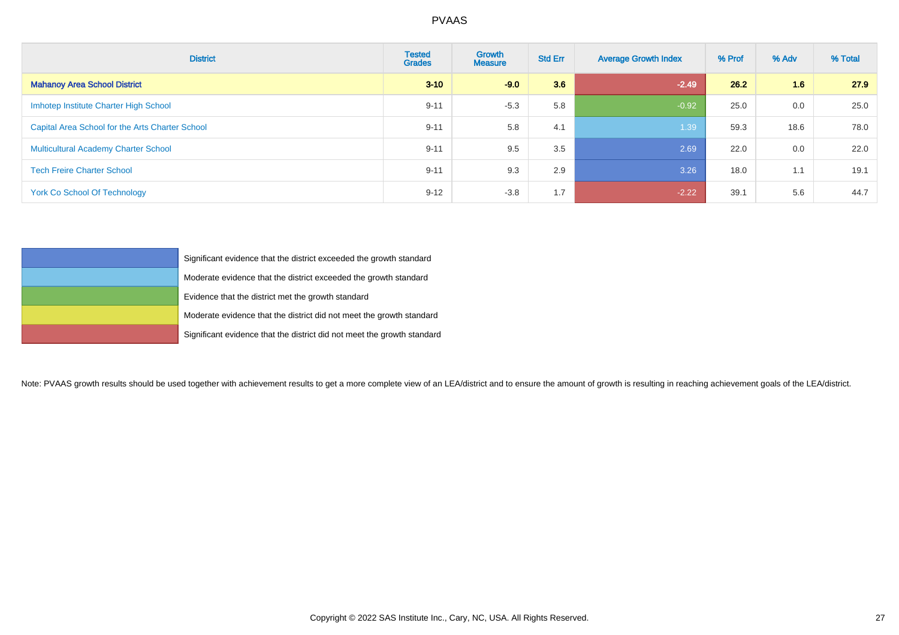# PVAAS

| District | Tested Grades | Growth Measure | Std Err | Average Growth Index | % Prof | % Adv | % Total |
|---|---|---|---|---|---|---|---|
| **Mahanoy Area School District** | **3-10** | **-9.0** | **3.6** | **-2.49** | **26.2** | **1.6** | **27.9** |
| Imhotep Institute Charter High School | 9-11 | -5.3 | 5.8 | -0.92 | 25.0 | 0.0 | 25.0 |
| Capital Area School for the Arts Charter School | 9-11 | 5.8 | 4.1 | 1.39 | 59.3 | 18.6 | 78.0 |
| Multicultural Academy Charter School | 9-11 | 9.5 | 3.5 | 2.69 | 22.0 | 0.0 | 22.0 |
| Tech Freire Charter School | 9-11 | 9.3 | 2.9 | 3.26 | 18.0 | 1.1 | 19.1 |
| York Co School Of Technology | 9-12 | -3.8 | 1.7 | -2.22 | 39.1 | 5.6 | 44.7 |

Significant evidence that the district exceeded the growth standard

Moderate evidence that the district exceeded the growth standard

Evidence that the district met the growth standard

Moderate evidence that the district did not meet the growth standard

Significant evidence that the district did not meet the growth standard

Note: PVAAS growth results should be used together with achievement results to get a more complete view of an LEA/district and to ensure the amount of growth is resulting in reaching achievement goals of the LEA/district.

Copyright © 2022 SAS Institute Inc., Cary, NC, USA. All Rights Reserved.